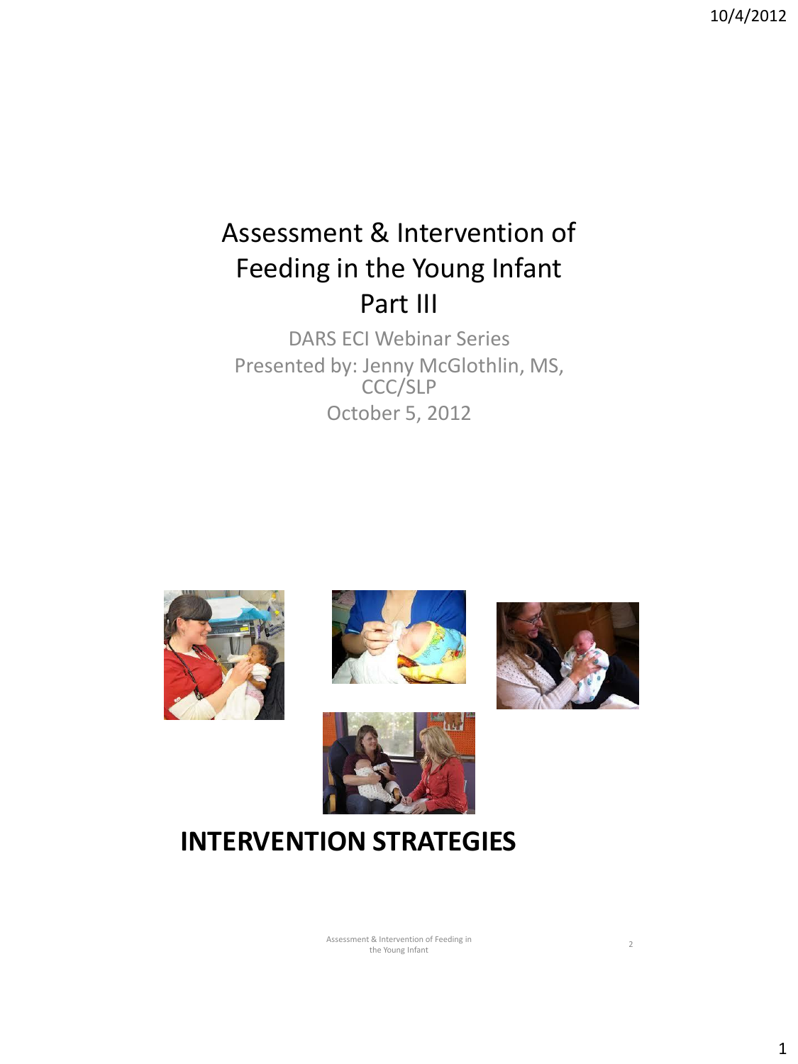# Assessment & Intervention of Feeding in the Young Infant Part III

DARS ECI Webinar Series

Presented by: Jenny McGlothlin, MS, CCC/SLP

October 5, 2012

## INTERVENTION STRATEGIES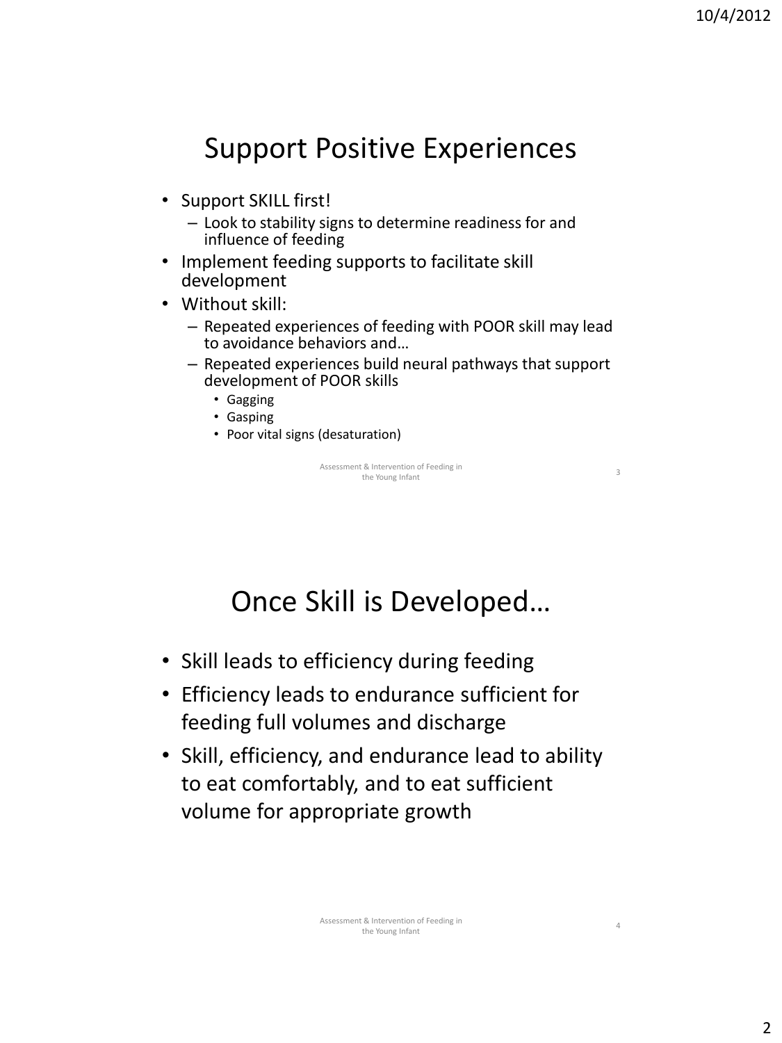## Support Positive Experiences

- Support SKILL first!
  - Look to stability signs to determine readiness for and influence of feeding
- Implement feeding supports to facilitate skill development
- Without skill:
  - Repeated experiences of feeding with POOR skill may lead to avoidance behaviors and…
  - Repeated experiences build neural pathways that support development of POOR skills
    - Gagging
    - Gasping
    - Poor vital signs (desaturation)

## Once Skill is Developed…

- Skill leads to efficiency during feeding
- Efficiency leads to endurance sufficient for feeding full volumes and discharge
- Skill, efficiency, and endurance lead to ability to eat comfortably, and to eat sufficient volume for appropriate growth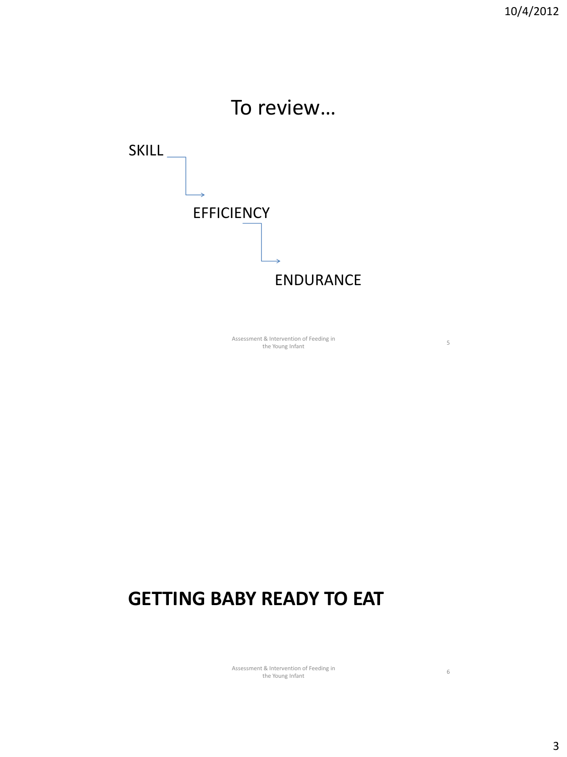## To review…

SKILL → EFFICIENCY → ENDURANCE

## GETTING BABY READY TO EAT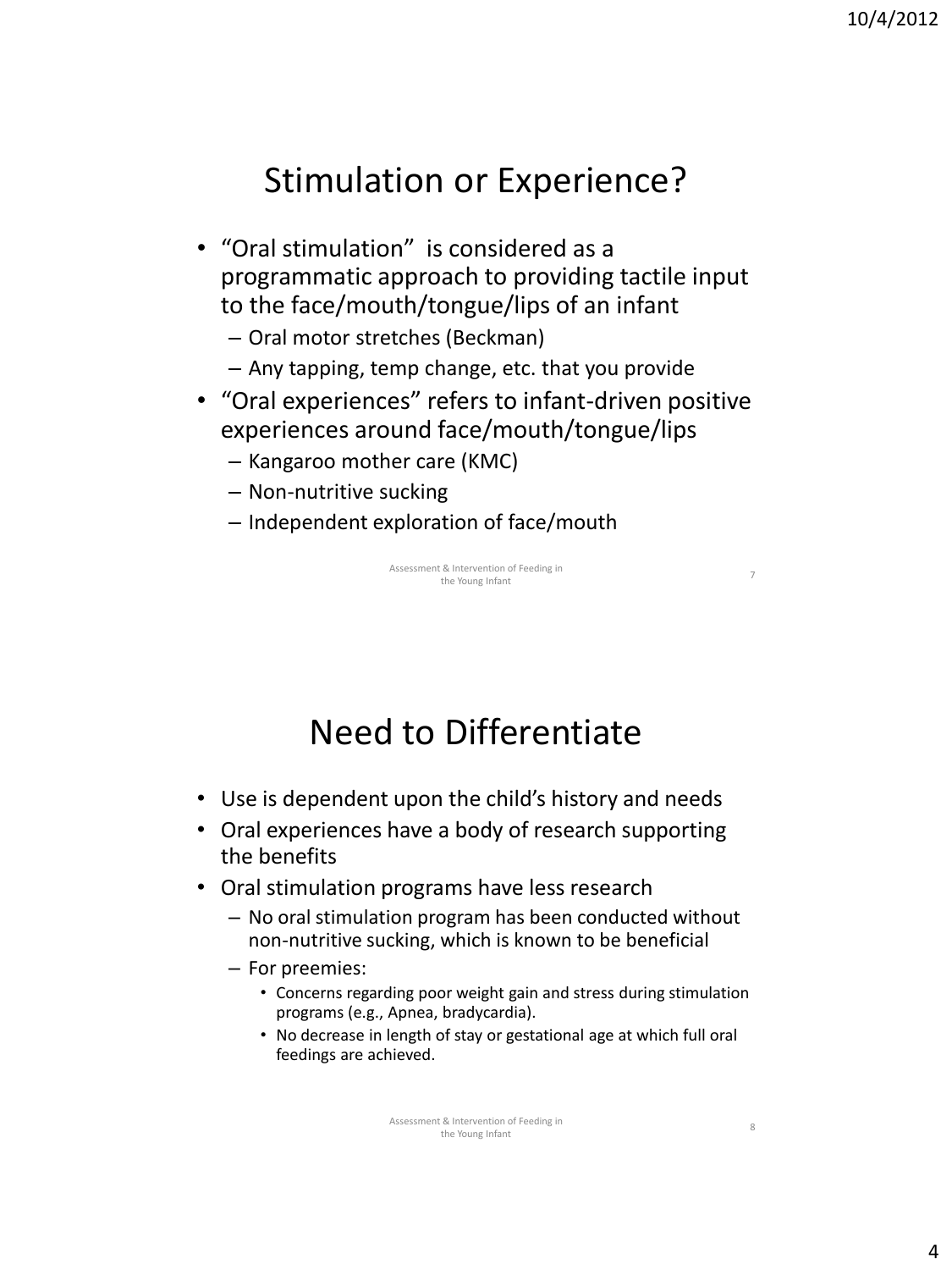## Stimulation or Experience?

- "Oral stimulation" is considered as a programmatic approach to providing tactile input to the face/mouth/tongue/lips of an infant
  - Oral motor stretches (Beckman)
  - Any tapping, temp change, etc. that you provide
- "Oral experiences" refers to infant-driven positive experiences around face/mouth/tongue/lips
  - Kangaroo mother care (KMC)
  - Non-nutritive sucking
  - Independent exploration of face/mouth

## Need to Differentiate

- Use is dependent upon the child's history and needs
- Oral experiences have a body of research supporting the benefits
- Oral stimulation programs have less research
  - No oral stimulation program has been conducted without non-nutritive sucking, which is known to be beneficial
  - For preemies:
    - Concerns regarding poor weight gain and stress during stimulation programs (e.g., Apnea, bradycardia).
    - No decrease in length of stay or gestational age at which full oral feedings are achieved.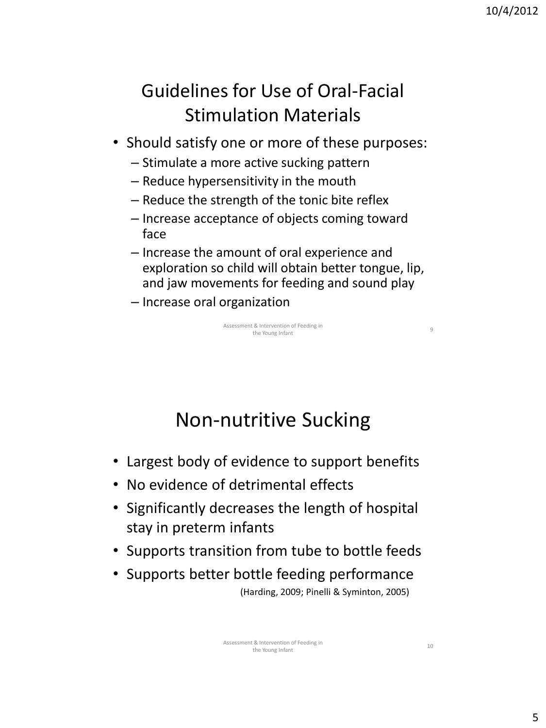## Guidelines for Use of Oral-Facial Stimulation Materials

- Should satisfy one or more of these purposes:
  - Stimulate a more active sucking pattern
  - Reduce hypersensitivity in the mouth
  - Reduce the strength of the tonic bite reflex
  - Increase acceptance of objects coming toward face
  - Increase the amount of oral experience and exploration so child will obtain better tongue, lip, and jaw movements for feeding and sound play
  - Increase oral organization

## Non-nutritive Sucking

- Largest body of evidence to support benefits
- No evidence of detrimental effects
- Significantly decreases the length of hospital stay in preterm infants
- Supports transition from tube to bottle feeds
- Supports better bottle feeding performance

(Harding, 2009; Pinelli & Syminton, 2005)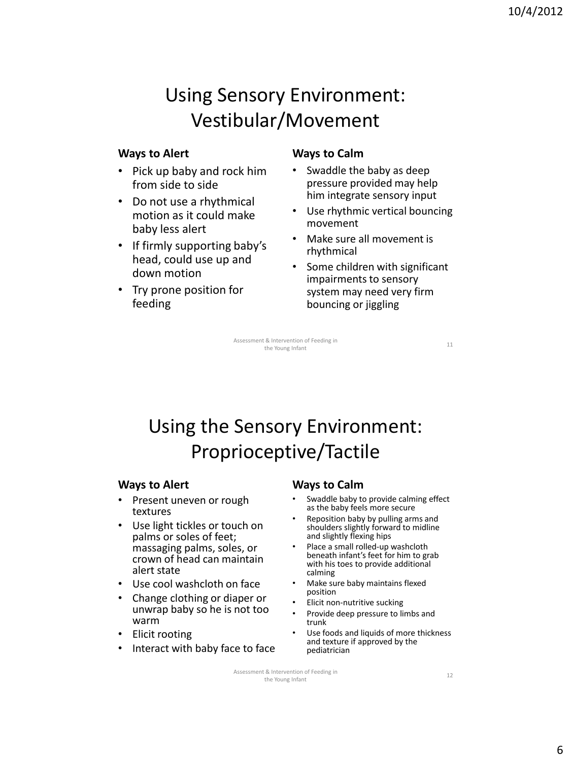# Using Sensory Environment: Vestibular/Movement

**Ways to Alert**

- Pick up baby and rock him from side to side
- Do not use a rhythmical motion as it could make baby less alert
- If firmly supporting baby's head, could use up and down motion
- Try prone position for feeding

**Ways to Calm**

- Swaddle the baby as deep pressure provided may help him integrate sensory input
- Use rhythmic vertical bouncing movement
- Make sure all movement is rhythmical
- Some children with significant impairments to sensory system may need very firm bouncing or jiggling

# Using the Sensory Environment: Proprioceptive/Tactile

**Ways to Alert**

- Present uneven or rough textures
- Use light tickles or touch on palms or soles of feet; massaging palms, soles, or crown of head can maintain alert state
- Use cool washcloth on face
- Change clothing or diaper or unwrap baby so he is not too warm
- Elicit rooting
- Interact with baby face to face

**Ways to Calm**

- Swaddle baby to provide calming effect as the baby feels more secure
- Reposition baby by pulling arms and shoulders slightly forward to midline and slightly flexing hips
- Place a small rolled-up washcloth beneath infant's feet for him to grab with his toes to provide additional calming
- Make sure baby maintains flexed position
- Elicit non-nutritive sucking
- Provide deep pressure to limbs and trunk
- Use foods and liquids of more thickness and texture if approved by the pediatrician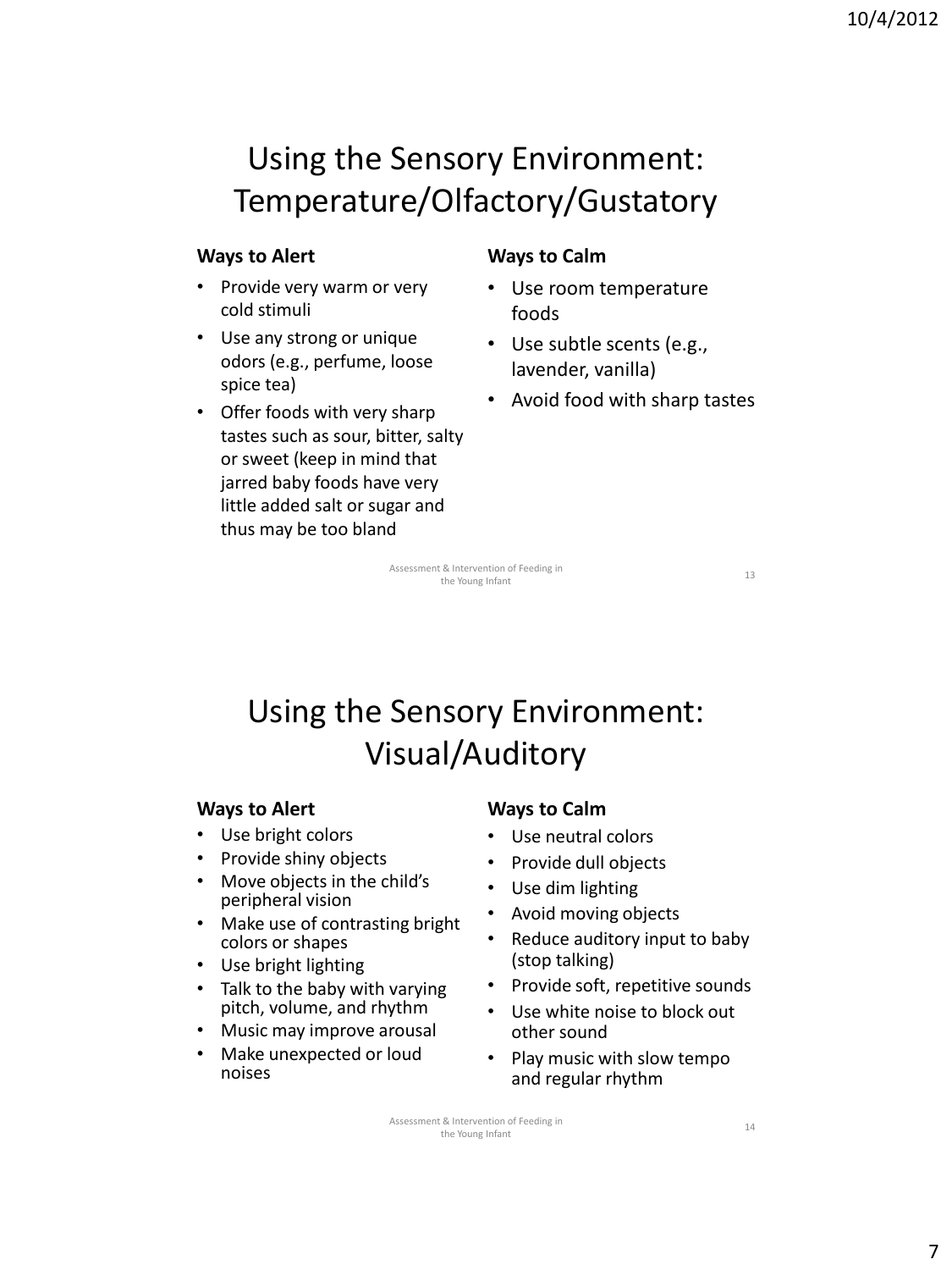## Using the Sensory Environment: Temperature/Olfactory/Gustatory

**Ways to Alert**

- Provide very warm or very cold stimuli
- Use any strong or unique odors (e.g., perfume, loose spice tea)
- Offer foods with very sharp tastes such as sour, bitter, salty or sweet (keep in mind that jarred baby foods have very little added salt or sugar and thus may be too bland

**Ways to Calm**

- Use room temperature foods
- Use subtle scents (e.g., lavender, vanilla)
- Avoid food with sharp tastes

## Using the Sensory Environment: Visual/Auditory

**Ways to Alert**

- Use bright colors
- Provide shiny objects
- Move objects in the child's peripheral vision
- Make use of contrasting bright colors or shapes
- Use bright lighting
- Talk to the baby with varying pitch, volume, and rhythm
- Music may improve arousal
- Make unexpected or loud noises

**Ways to Calm**

- Use neutral colors
- Provide dull objects
- Use dim lighting
- Avoid moving objects
- Reduce auditory input to baby (stop talking)
- Provide soft, repetitive sounds
- Use white noise to block out other sound
- Play music with slow tempo and regular rhythm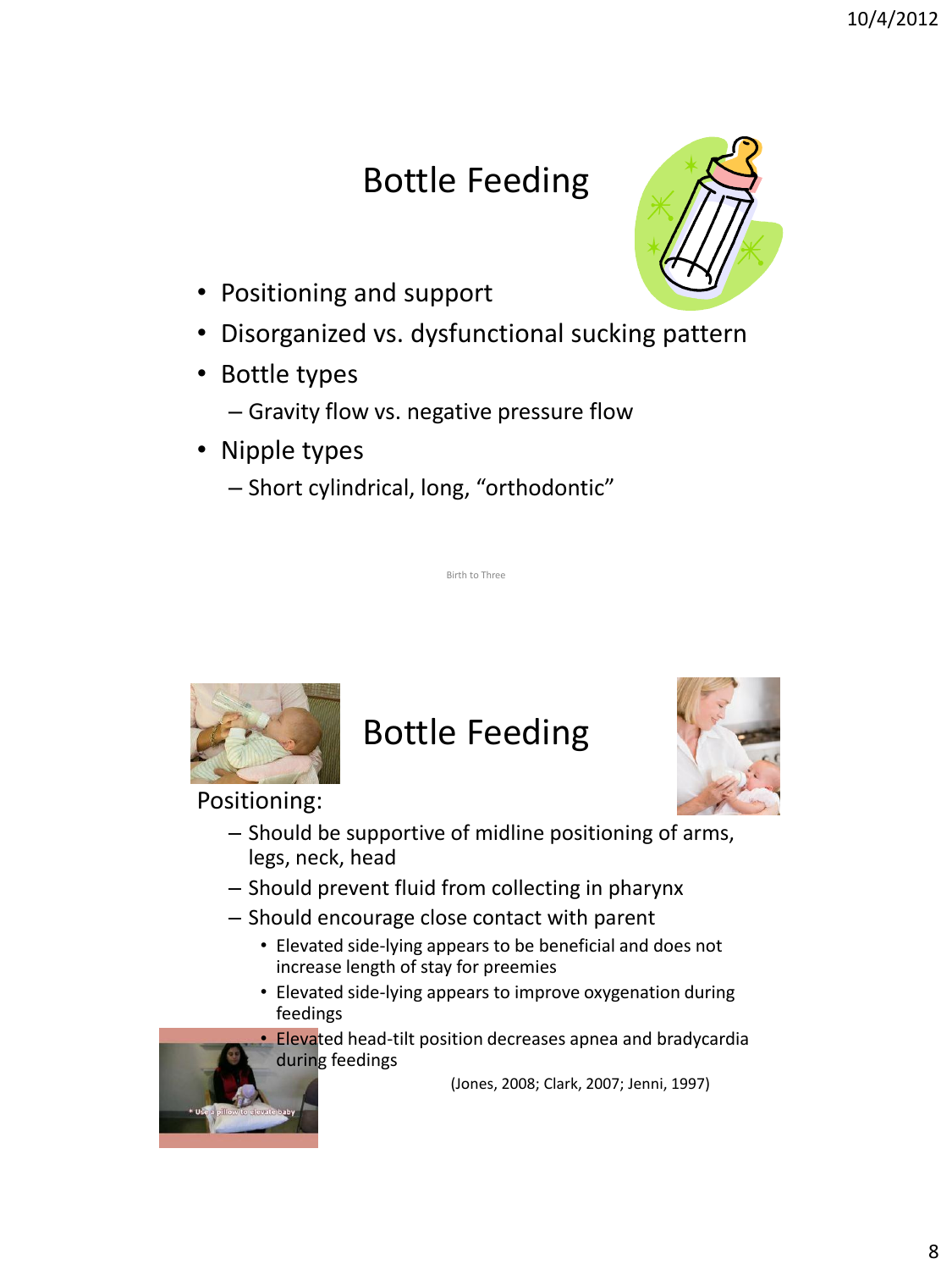# Bottle Feeding

- Positioning and support
- Disorganized vs. dysfunctional sucking pattern
- Bottle types
  - Gravity flow vs. negative pressure flow
- Nipple types
  - Short cylindrical, long, "orthodontic"

Birth to Three

# Bottle Feeding

Positioning:

- Should be supportive of midline positioning of arms, legs, neck, head
- Should prevent fluid from collecting in pharynx
- Should encourage close contact with parent
  - Elevated side-lying appears to be beneficial and does not increase length of stay for preemies
  - Elevated side-lying appears to improve oxygenation during feedings
  - Elevated head-tilt position decreases apnea and bradycardia during feedings

(Jones, 2008; Clark, 2007; Jenni, 1997)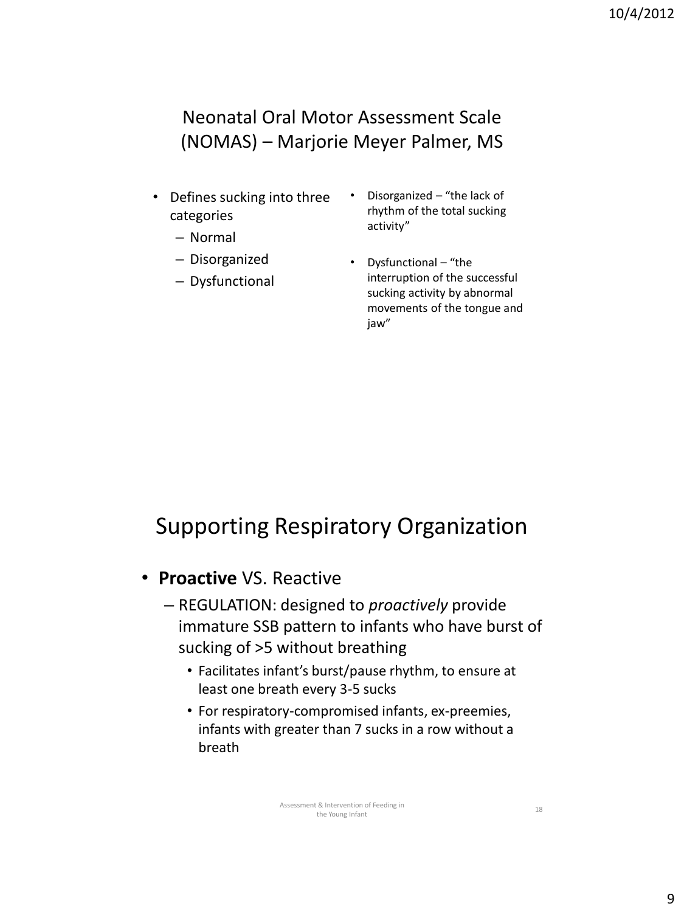## Neonatal Oral Motor Assessment Scale (NOMAS) – Marjorie Meyer Palmer, MS

- Defines sucking into three categories
  - Normal
  - Disorganized
  - Dysfunctional

- Disorganized – "the lack of rhythm of the total sucking activity"
- Dysfunctional – "the interruption of the successful sucking activity by abnormal movements of the tongue and jaw"

## Supporting Respiratory Organization

- **Proactive** VS. Reactive
  - REGULATION: designed to *proactively* provide immature SSB pattern to infants who have burst of sucking of >5 without breathing
    - Facilitates infant's burst/pause rhythm, to ensure at least one breath every 3-5 sucks
    - For respiratory-compromised infants, ex-preemies, infants with greater than 7 sucks in a row without a breath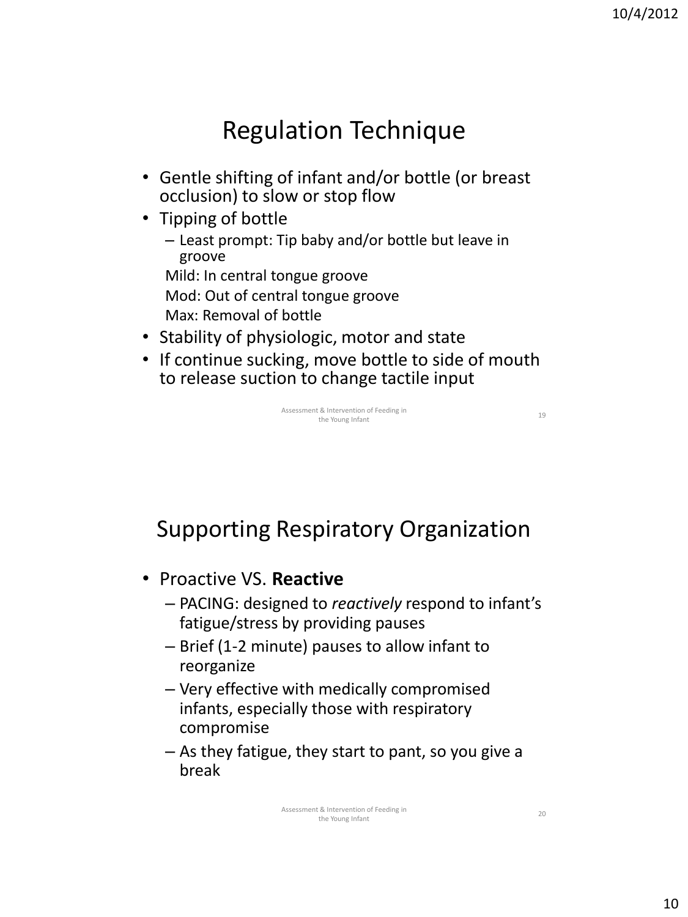## Regulation Technique

- Gentle shifting of infant and/or bottle (or breast occlusion) to slow or stop flow
- Tipping of bottle
  - Least prompt: Tip baby and/or bottle but leave in groove

    Mild: In central tongue groove

    Mod: Out of central tongue groove

    Max: Removal of bottle
- Stability of physiologic, motor and state
- If continue sucking, move bottle to side of mouth to release suction to change tactile input

## Supporting Respiratory Organization

- Proactive VS. **Reactive**
  - PACING: designed to *reactively* respond to infant's fatigue/stress by providing pauses
  - Brief (1-2 minute) pauses to allow infant to reorganize
  - Very effective with medically compromised infants, especially those with respiratory compromise
  - As they fatigue, they start to pant, so you give a break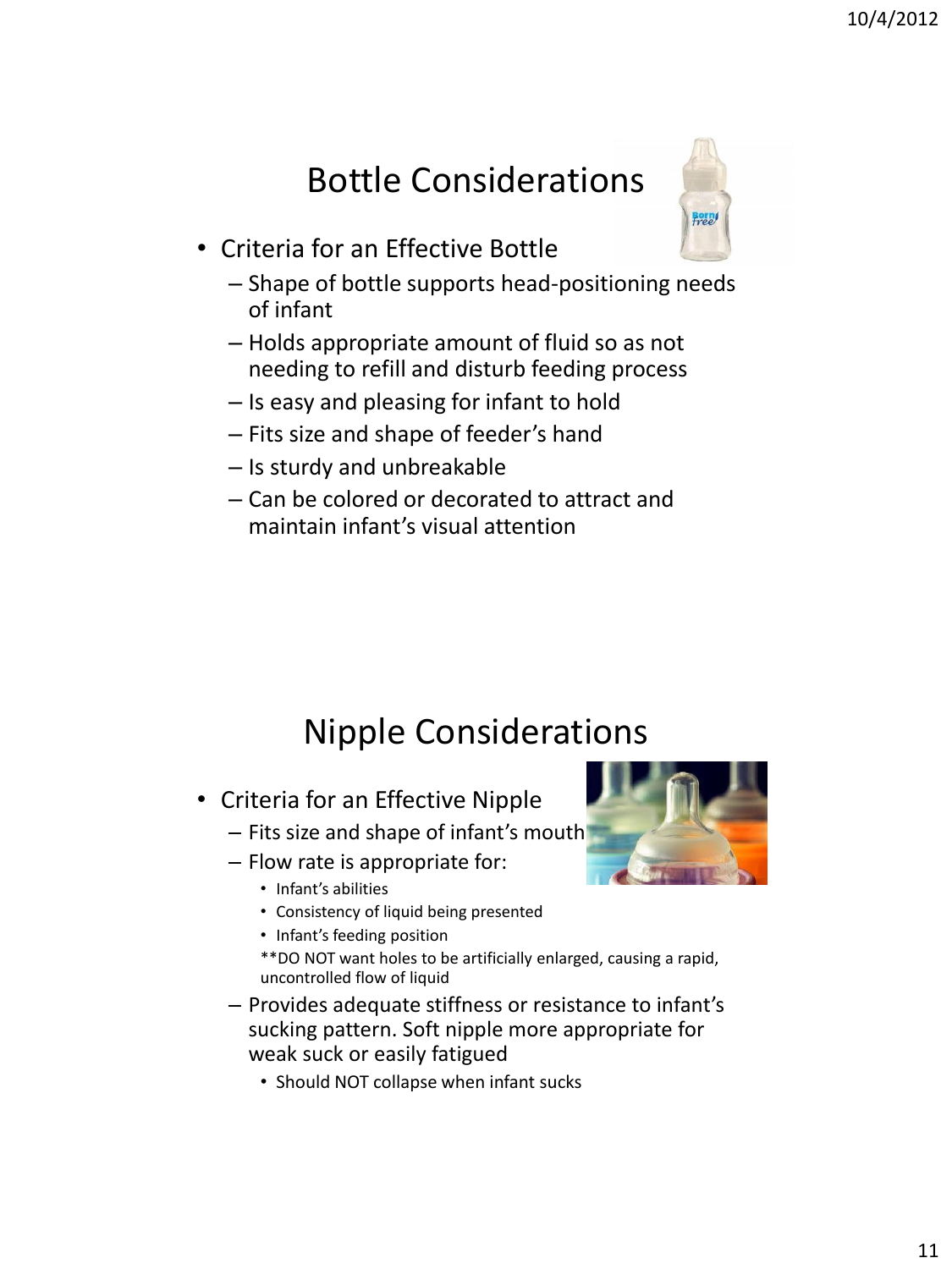# Bottle Considerations

- Criteria for an Effective Bottle
  - Shape of bottle supports head-positioning needs of infant
  - Holds appropriate amount of fluid so as not needing to refill and disturb feeding process
  - Is easy and pleasing for infant to hold
  - Fits size and shape of feeder's hand
  - Is sturdy and unbreakable
  - Can be colored or decorated to attract and maintain infant's visual attention

# Nipple Considerations

- Criteria for an Effective Nipple
  - Fits size and shape of infant's mouth
  - Flow rate is appropriate for:
    - Infant's abilities
    - Consistency of liquid being presented
    - Infant's feeding position

    **DO NOT want holes to be artificially enlarged, causing a rapid, uncontrolled flow of liquid
  - Provides adequate stiffness or resistance to infant's sucking pattern. Soft nipple more appropriate for weak suck or easily fatigued
    - Should NOT collapse when infant sucks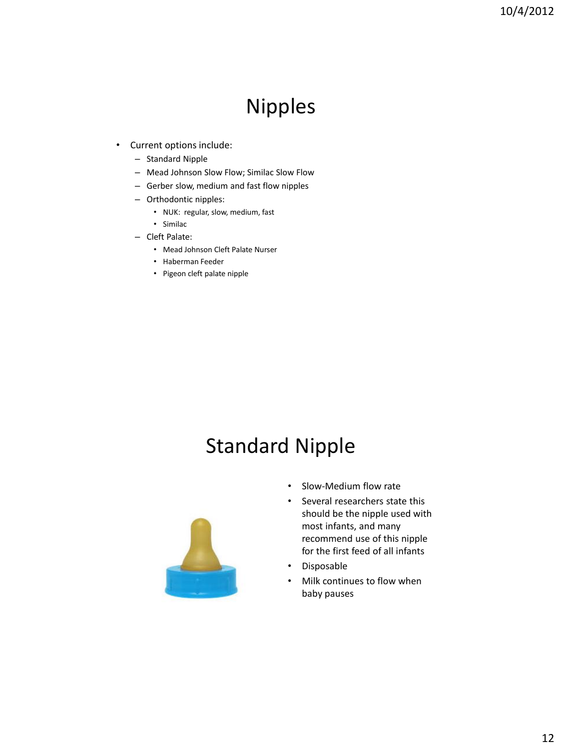# Nipples

- Current options include:
  - Standard Nipple
  - Mead Johnson Slow Flow; Similac Slow Flow
  - Gerber slow, medium and fast flow nipples
  - Orthodontic nipples:
    - NUK: regular, slow, medium, fast
    - Similac
  - Cleft Palate:
    - Mead Johnson Cleft Palate Nurser
    - Haberman Feeder
    - Pigeon cleft palate nipple

# Standard Nipple

- Slow-Medium flow rate
- Several researchers state this should be the nipple used with most infants, and many recommend use of this nipple for the first feed of all infants
- Disposable
- Milk continues to flow when baby pauses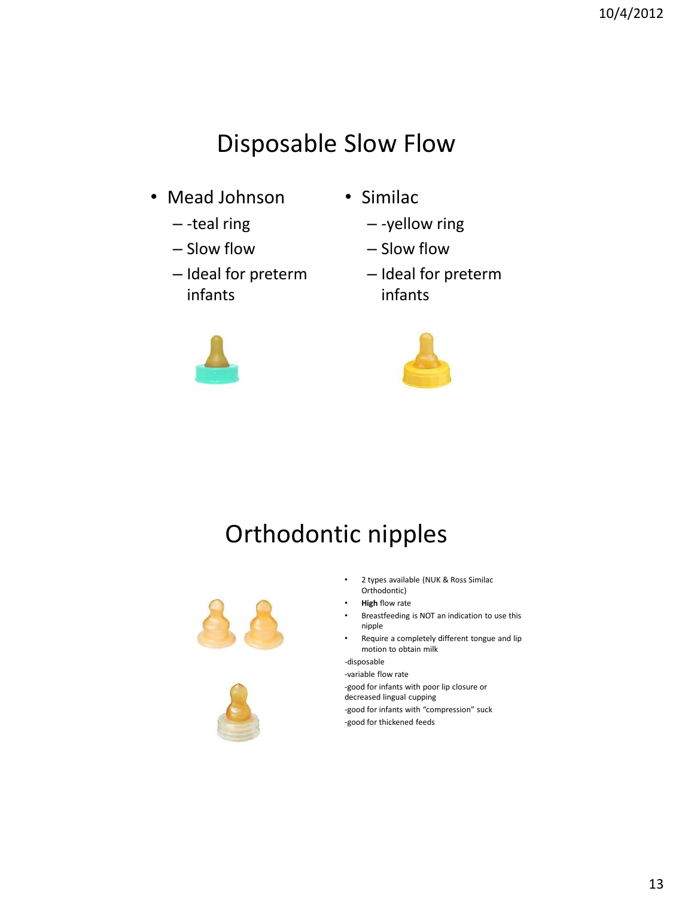# Disposable Slow Flow

- Mead Johnson
  - -teal ring
  - Slow flow
  - Ideal for preterm infants
- Similac
  - -yellow ring
  - Slow flow
  - Ideal for preterm infants

# Orthodontic nipples

- 2 types available (NUK & Ross Similac Orthodontic)
- **High** flow rate
- Breastfeeding is NOT an indication to use this nipple
- Require a completely different tongue and lip motion to obtain milk

-disposable

-variable flow rate

-good for infants with poor lip closure or decreased lingual cupping

-good for infants with "compression" suck

-good for thickened feeds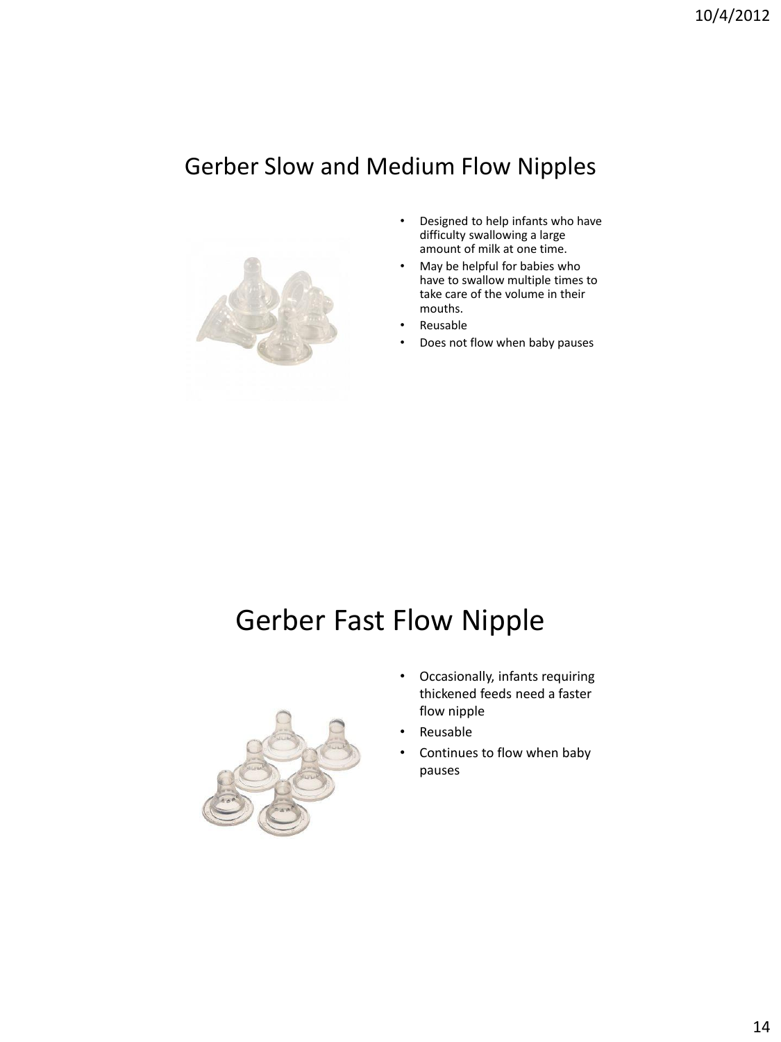## Gerber Slow and Medium Flow Nipples

- Designed to help infants who have difficulty swallowing a large amount of milk at one time.
- May be helpful for babies who have to swallow multiple times to take care of the volume in their mouths.
- Reusable
- Does not flow when baby pauses

## Gerber Fast Flow Nipple

- Occasionally, infants requiring thickened feeds need a faster flow nipple
- Reusable
- Continues to flow when baby pauses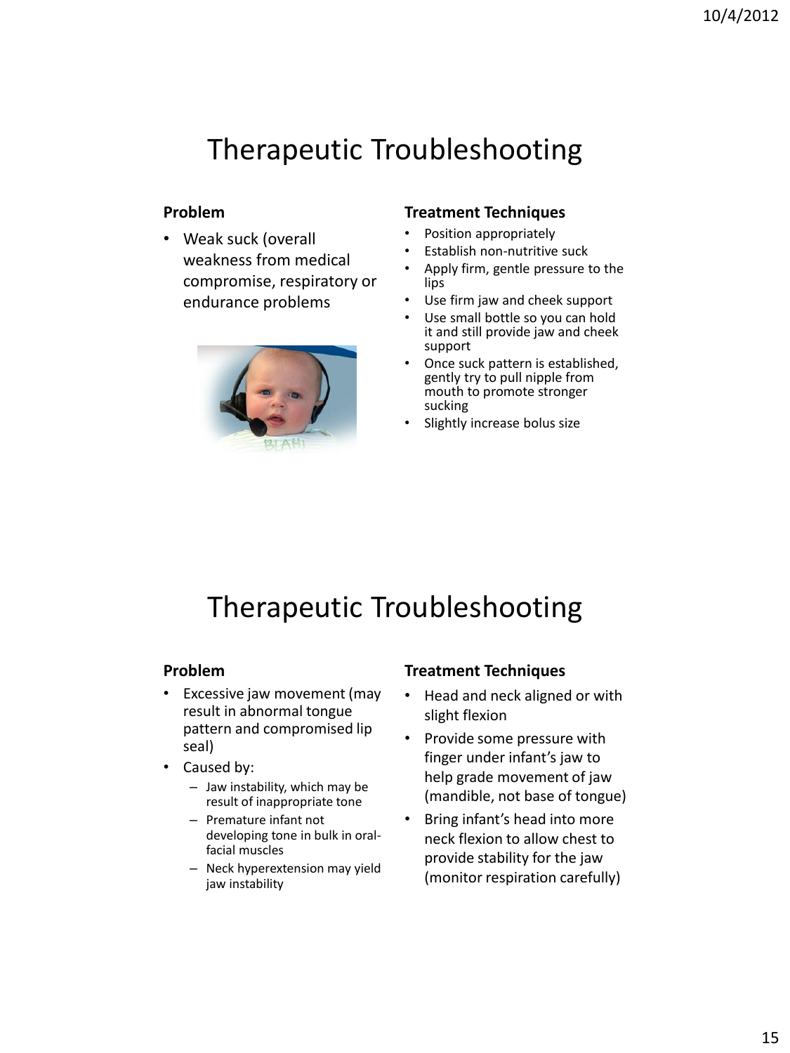# Therapeutic Troubleshooting

**Problem**

- Weak suck (overall weakness from medical compromise, respiratory or endurance problems

**Treatment Techniques**

- Position appropriately
- Establish non-nutritive suck
- Apply firm, gentle pressure to the lips
- Use firm jaw and cheek support
- Use small bottle so you can hold it and still provide jaw and cheek support
- Once suck pattern is established, gently try to pull nipple from mouth to promote stronger sucking
- Slightly increase bolus size

# Therapeutic Troubleshooting

**Problem**

- Excessive jaw movement (may result in abnormal tongue pattern and compromised lip seal)
- Caused by:
  - Jaw instability, which may be result of inappropriate tone
  - Premature infant not developing tone in bulk in oral-facial muscles
  - Neck hyperextension may yield jaw instability

**Treatment Techniques**

- Head and neck aligned or with slight flexion
- Provide some pressure with finger under infant's jaw to help grade movement of jaw (mandible, not base of tongue)
- Bring infant's head into more neck flexion to allow chest to provide stability for the jaw (monitor respiration carefully)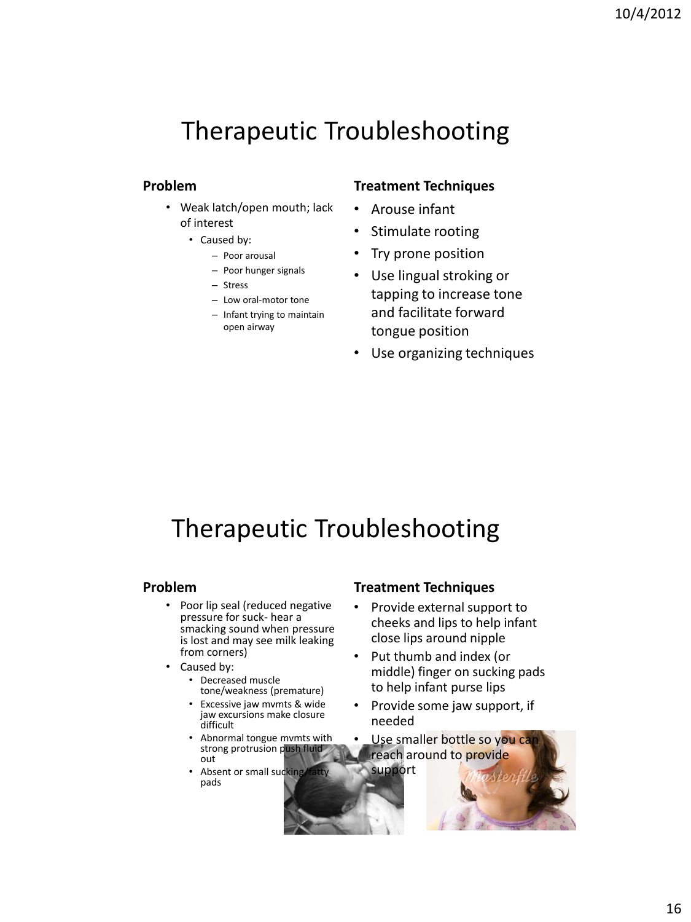# Therapeutic Troubleshooting

**Problem**

- Weak latch/open mouth; lack of interest
  - Caused by:
    - Poor arousal
    - Poor hunger signals
    - Stress
    - Low oral-motor tone
    - Infant trying to maintain open airway

**Treatment Techniques**

- Arouse infant
- Stimulate rooting
- Try prone position
- Use lingual stroking or tapping to increase tone and facilitate forward tongue position
- Use organizing techniques

# Therapeutic Troubleshooting

**Problem**

- Poor lip seal (reduced negative pressure for suck- hear a smacking sound when pressure is lost and may see milk leaking from corners)
- Caused by:
  - Decreased muscle tone/weakness (premature)
  - Excessive jaw mvmts & wide jaw excursions make closure difficult
  - Abnormal tongue mvmts with strong protrusion push fluid out
  - Absent or small sucking/fatty pads

**Treatment Techniques**

- Provide external support to cheeks and lips to help infant close lips around nipple
- Put thumb and index (or middle) finger on sucking pads to help infant purse lips
- Provide some jaw support, if needed
- Use smaller bottle so you can reach around to provide support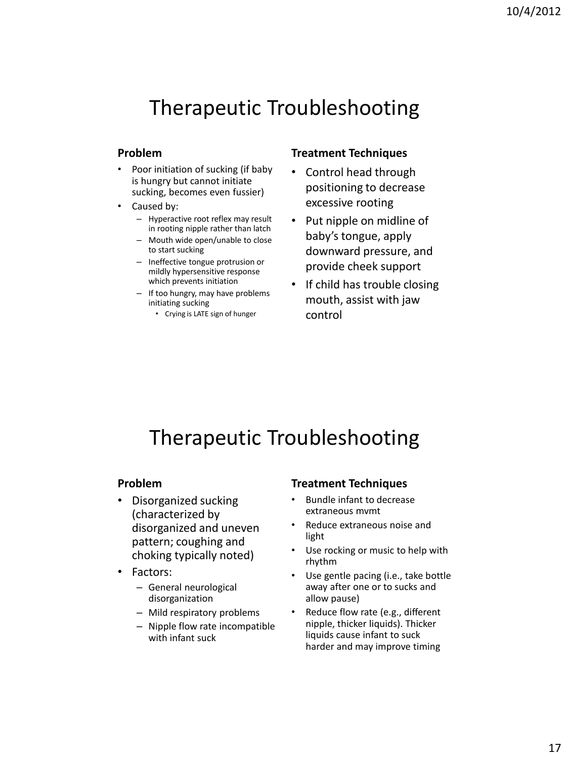# Therapeutic Troubleshooting

**Problem**

- Poor initiation of sucking (if baby is hungry but cannot initiate sucking, becomes even fussier)
- Caused by:
  - Hyperactive root reflex may result in rooting nipple rather than latch
  - Mouth wide open/unable to close to start sucking
  - Ineffective tongue protrusion or mildly hypersensitive response which prevents initiation
  - If too hungry, may have problems initiating sucking
    - Crying is LATE sign of hunger

**Treatment Techniques**

- Control head through positioning to decrease excessive rooting
- Put nipple on midline of baby's tongue, apply downward pressure, and provide cheek support
- If child has trouble closing mouth, assist with jaw control

# Therapeutic Troubleshooting

**Problem**

- Disorganized sucking (characterized by disorganized and uneven pattern; coughing and choking typically noted)
- Factors:
  - General neurological disorganization
  - Mild respiratory problems
  - Nipple flow rate incompatible with infant suck

**Treatment Techniques**

- Bundle infant to decrease extraneous mvmt
- Reduce extraneous noise and light
- Use rocking or music to help with rhythm
- Use gentle pacing (i.e., take bottle away after one or to sucks and allow pause)
- Reduce flow rate (e.g., different nipple, thicker liquids). Thicker liquids cause infant to suck harder and may improve timing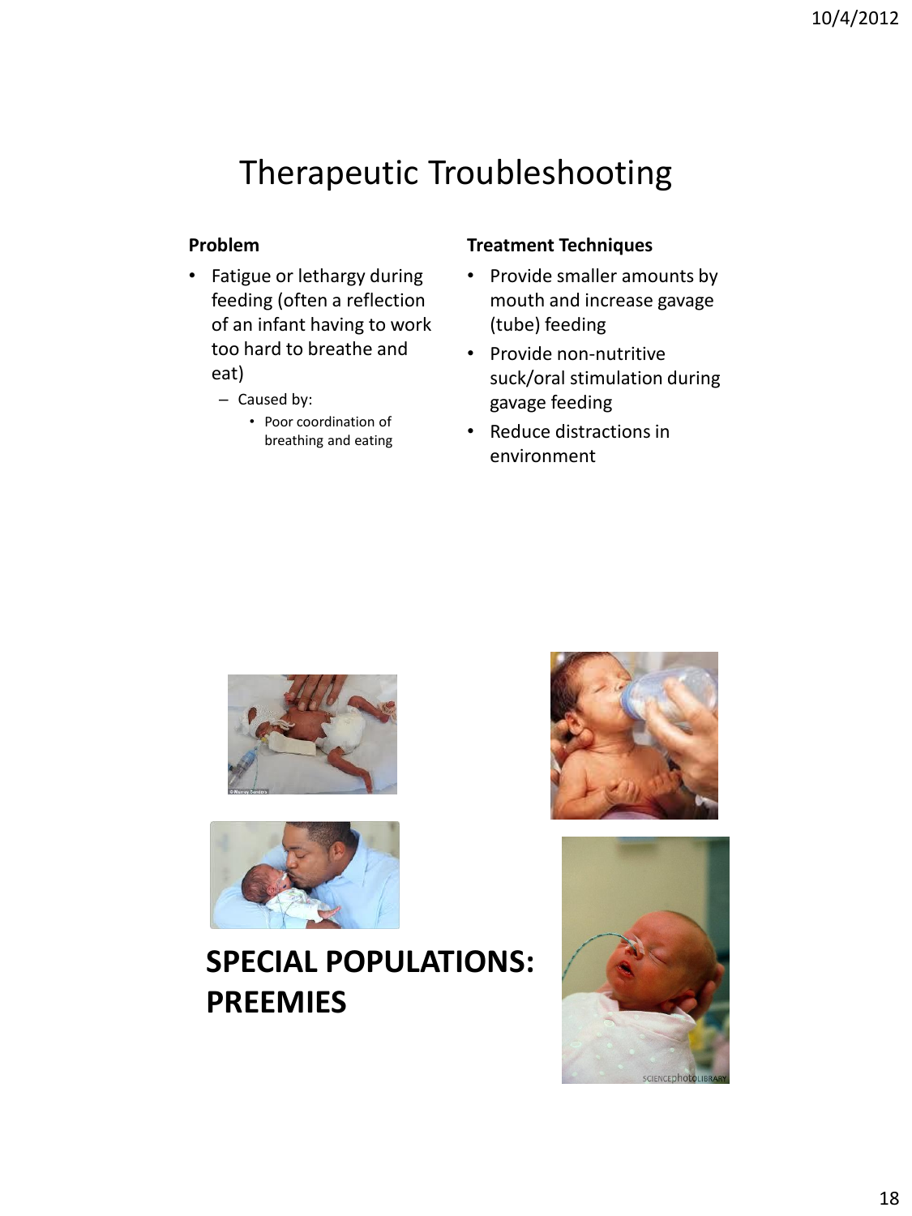# Therapeutic Troubleshooting

**Problem**

- Fatigue or lethargy during feeding (often a reflection of an infant having to work too hard to breathe and eat)
  - Caused by:
    - Poor coordination of breathing and eating

**Treatment Techniques**

- Provide smaller amounts by mouth and increase gavage (tube) feeding
- Provide non-nutritive suck/oral stimulation during gavage feeding
- Reduce distractions in environment

# SPECIAL POPULATIONS: PREEMIES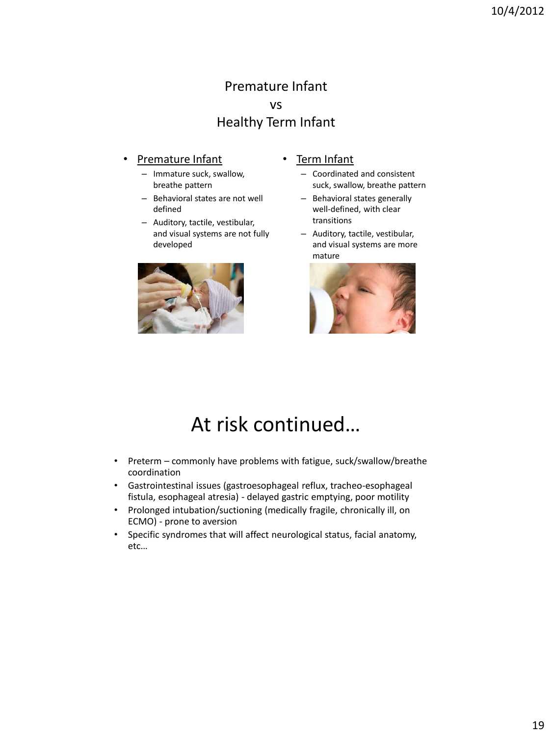## Premature Infant vs Healthy Term Infant

- Premature Infant
  - Immature suck, swallow, breathe pattern
  - Behavioral states are not well defined
  - Auditory, tactile, vestibular, and visual systems are not fully developed

- Term Infant
  - Coordinated and consistent suck, swallow, breathe pattern
  - Behavioral states generally well-defined, with clear transitions
  - Auditory, tactile, vestibular, and visual systems are more mature

# At risk continued…

- Preterm – commonly have problems with fatigue, suck/swallow/breathe coordination
- Gastrointestinal issues (gastroesophageal reflux, tracheo-esophageal fistula, esophageal atresia) - delayed gastric emptying, poor motility
- Prolonged intubation/suctioning (medically fragile, chronically ill, on ECMO) - prone to aversion
- Specific syndromes that will affect neurological status, facial anatomy, etc…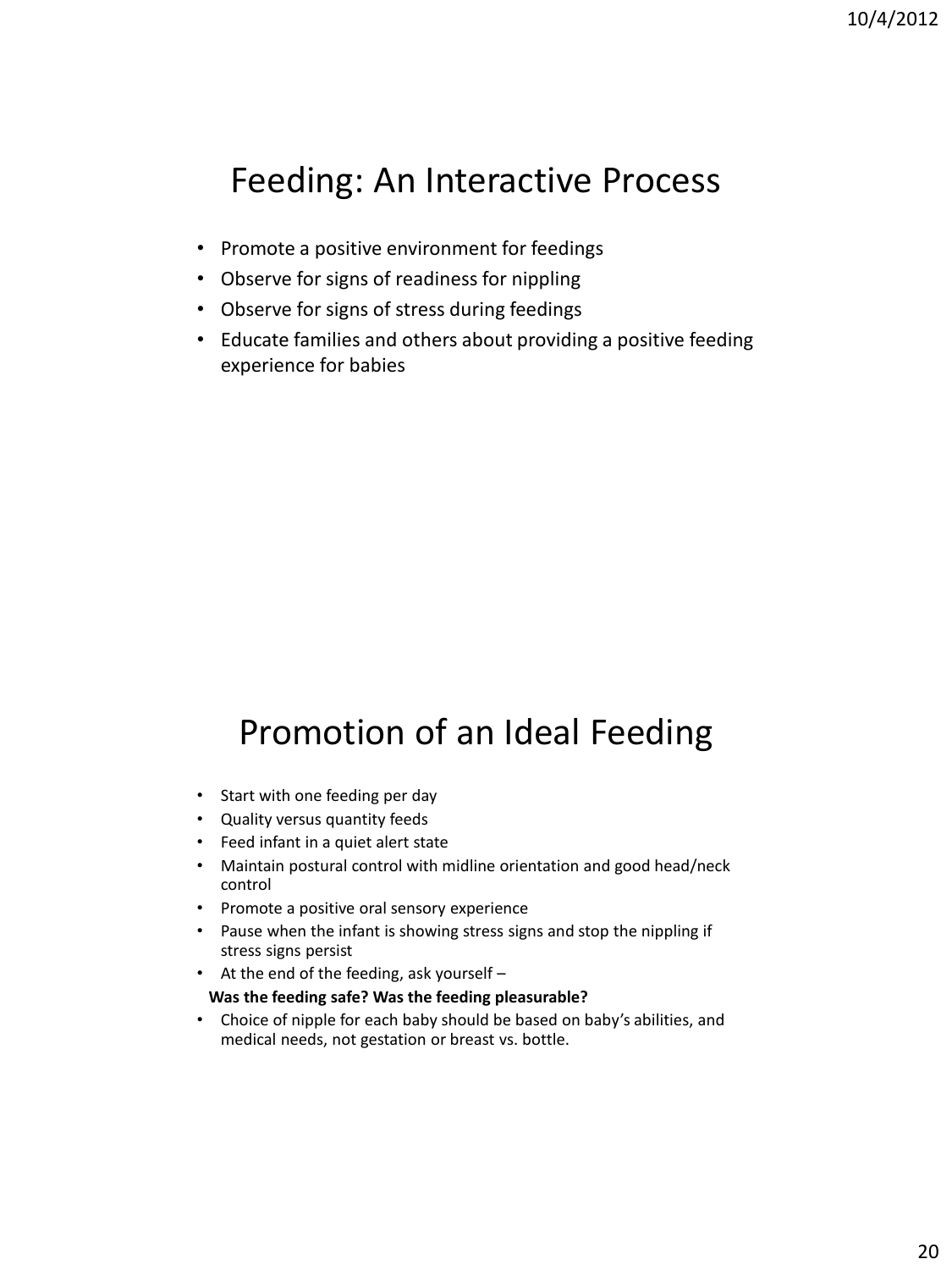## Feeding: An Interactive Process

- Promote a positive environment for feedings
- Observe for signs of readiness for nippling
- Observe for signs of stress during feedings
- Educate families and others about providing a positive feeding experience for babies

## Promotion of an Ideal Feeding

- Start with one feeding per day
- Quality versus quantity feeds
- Feed infant in a quiet alert state
- Maintain postural control with midline orientation and good head/neck control
- Promote a positive oral sensory experience
- Pause when the infant is showing stress signs and stop the nippling if stress signs persist
- At the end of the feeding, ask yourself –

  **Was the feeding safe? Was the feeding pleasurable?**
- Choice of nipple for each baby should be based on baby's abilities, and medical needs, not gestation or breast vs. bottle.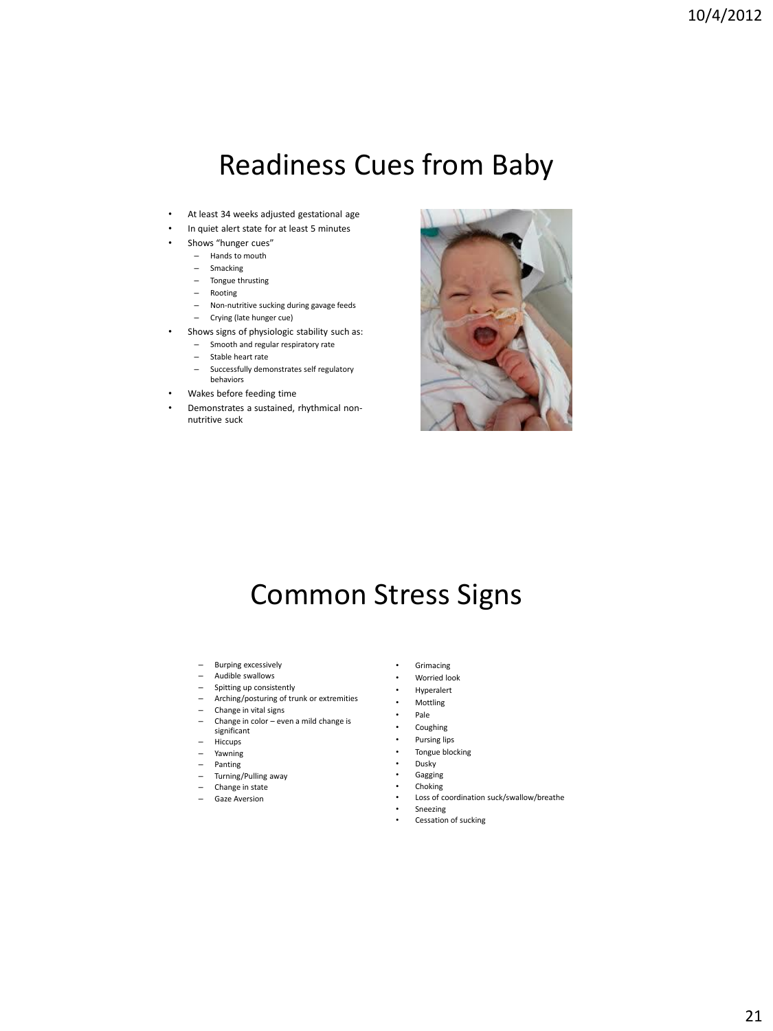# Readiness Cues from Baby

- At least 34 weeks adjusted gestational age
- In quiet alert state for at least 5 minutes
- Shows "hunger cues"
  - Hands to mouth
  - Smacking
  - Tongue thrusting
  - Rooting
  - Non-nutritive sucking during gavage feeds
  - Crying (late hunger cue)
- Shows signs of physiologic stability such as:
  - Smooth and regular respiratory rate
  - Stable heart rate
  - Successfully demonstrates self regulatory behaviors
- Wakes before feeding time
- Demonstrates a sustained, rhythmical non-nutritive suck

# Common Stress Signs

- Burping excessively
- Audible swallows
- Spitting up consistently
- Arching/posturing of trunk or extremities
- Change in vital signs
- Change in color – even a mild change is significant
- Hiccups
- Yawning
- Panting
- Turning/Pulling away
- Change in state
- Gaze Aversion

- Grimacing
- Worried look
- Hyperalert
- Mottling
- Pale
- Coughing
- Pursing lips
- Tongue blocking
- Dusky
- Gagging
- Choking
- Loss of coordination suck/swallow/breathe
- Sneezing
- Cessation of sucking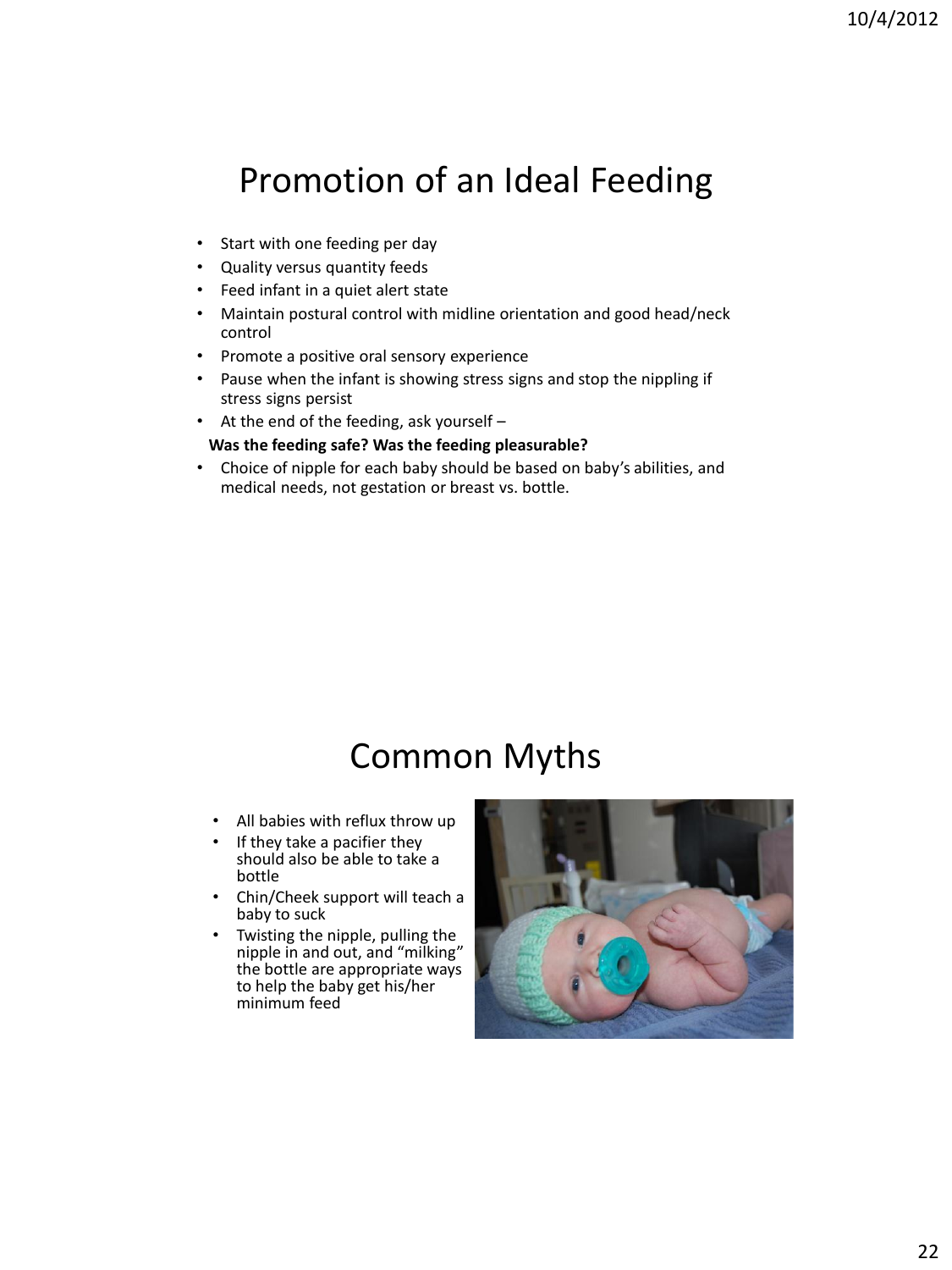# Promotion of an Ideal Feeding

- Start with one feeding per day
- Quality versus quantity feeds
- Feed infant in a quiet alert state
- Maintain postural control with midline orientation and good head/neck control
- Promote a positive oral sensory experience
- Pause when the infant is showing stress signs and stop the nippling if stress signs persist
- At the end of the feeding, ask yourself –

  **Was the feeding safe? Was the feeding pleasurable?**
- Choice of nipple for each baby should be based on baby's abilities, and medical needs, not gestation or breast vs. bottle.

# Common Myths

- All babies with reflux throw up
- If they take a pacifier they should also be able to take a bottle
- Chin/Cheek support will teach a baby to suck
- Twisting the nipple, pulling the nipple in and out, and "milking" the bottle are appropriate ways to help the baby get his/her minimum feed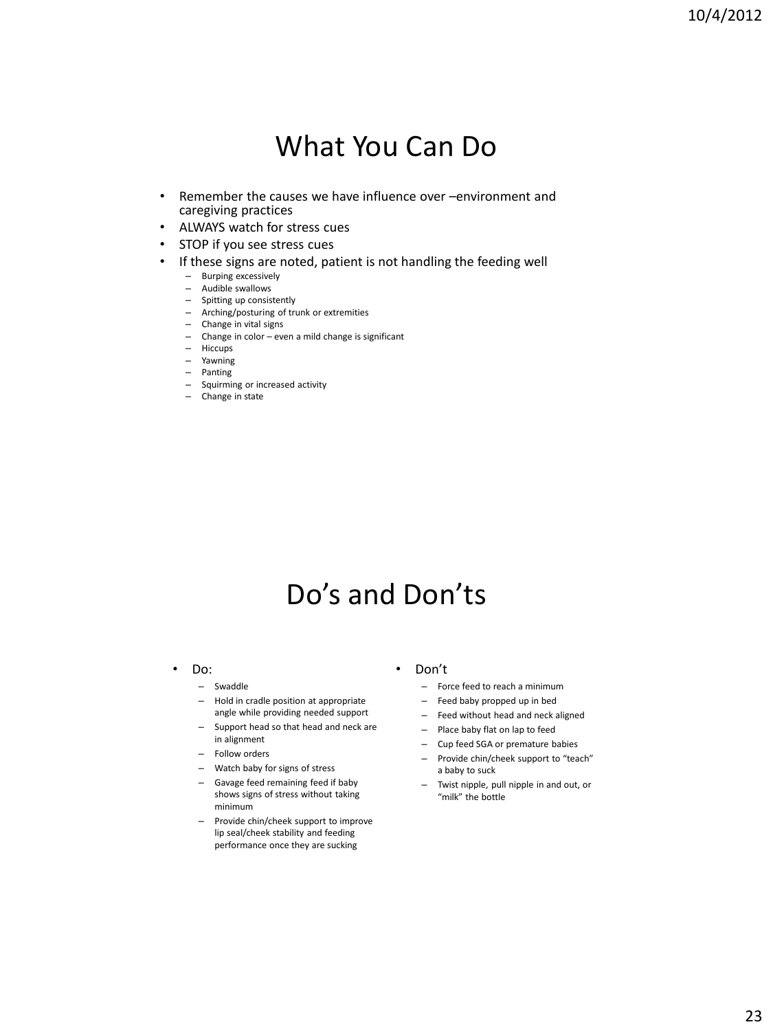# What You Can Do

- Remember the causes we have influence over –environment and caregiving practices
- ALWAYS watch for stress cues
- STOP if you see stress cues
- If these signs are noted, patient is not handling the feeding well
  - Burping excessively
  - Audible swallows
  - Spitting up consistently
  - Arching/posturing of trunk or extremities
  - Change in vital signs
  - Change in color – even a mild change is significant
  - Hiccups
  - Yawning
  - Panting
  - Squirming or increased activity
  - Change in state

# Do's and Don'ts

- Do:
  - Swaddle
  - Hold in cradle position at appropriate angle while providing needed support
  - Support head so that head and neck are in alignment
  - Follow orders
  - Watch baby for signs of stress
  - Gavage feed remaining feed if baby shows signs of stress without taking minimum
  - Provide chin/cheek support to improve lip seal/cheek stability and feeding performance once they are sucking
- Don't
  - Force feed to reach a minimum
  - Feed baby propped up in bed
  - Feed without head and neck aligned
  - Place baby flat on lap to feed
  - Cup feed SGA or premature babies
  - Provide chin/cheek support to "teach" a baby to suck
  - Twist nipple, pull nipple in and out, or "milk" the bottle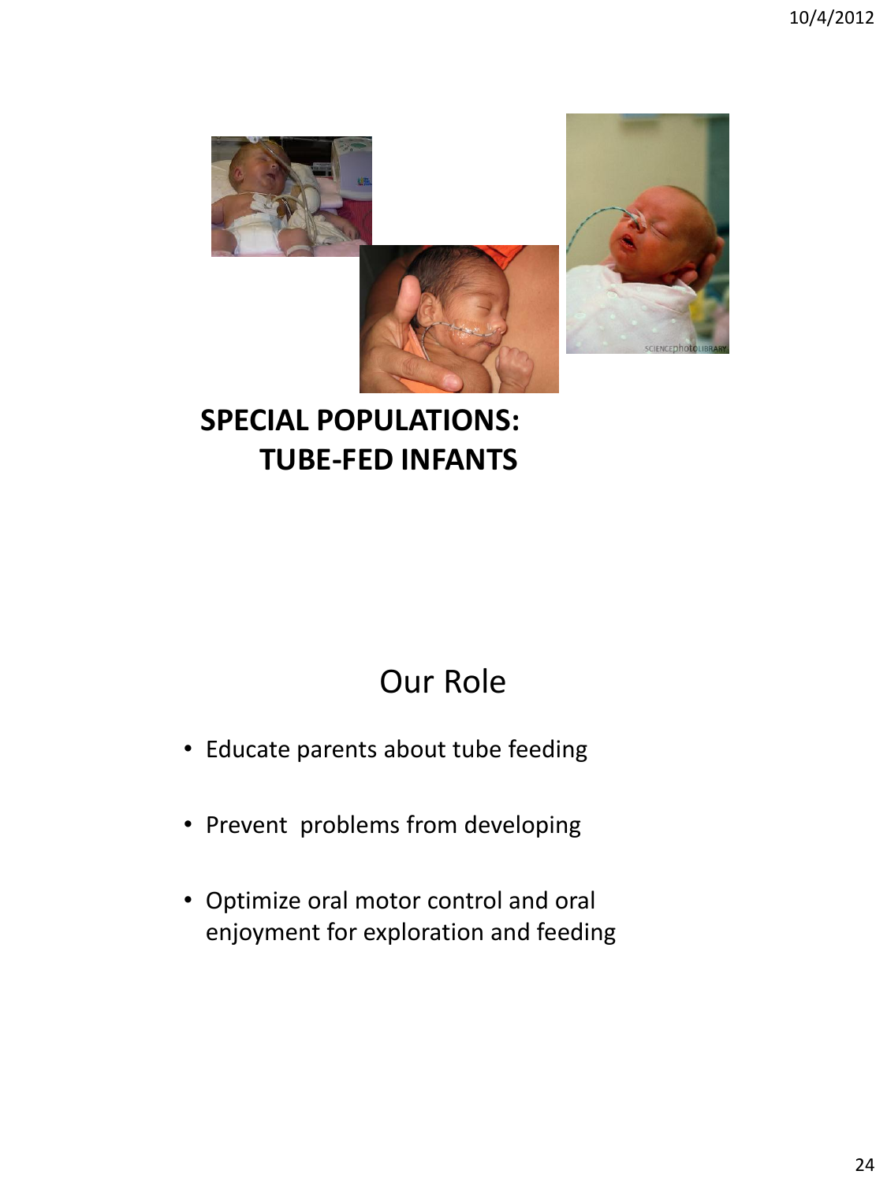**SPECIAL POPULATIONS:**
**TUBE-FED INFANTS**

## Our Role

- Educate parents about tube feeding
- Prevent problems from developing
- Optimize oral motor control and oral enjoyment for exploration and feeding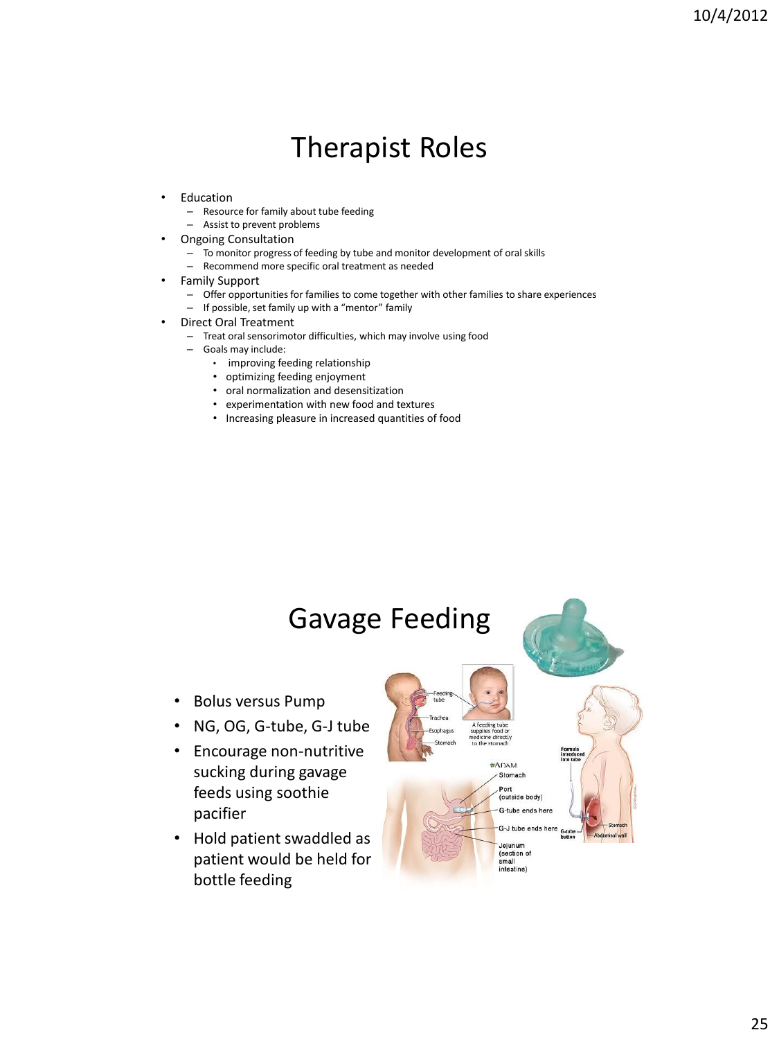# Therapist Roles

- Education
  - Resource for family about tube feeding
  - Assist to prevent problems
- Ongoing Consultation
  - To monitor progress of feeding by tube and monitor development of oral skills
  - Recommend more specific oral treatment as needed
- Family Support
  - Offer opportunities for families to come together with other families to share experiences
  - If possible, set family up with a "mentor" family
- Direct Oral Treatment
  - Treat oral sensorimotor difficulties, which may involve using food
  - Goals may include:
    - improving feeding relationship
    - optimizing feeding enjoyment
    - oral normalization and desensitization
    - experimentation with new food and textures
    - Increasing pleasure in increased quantities of food

# Gavage Feeding

- Bolus versus Pump
- NG, OG, G-tube, G-J tube
- Encourage non-nutritive sucking during gavage feeds using soothie pacifier
- Hold patient swaddled as patient would be held for bottle feeding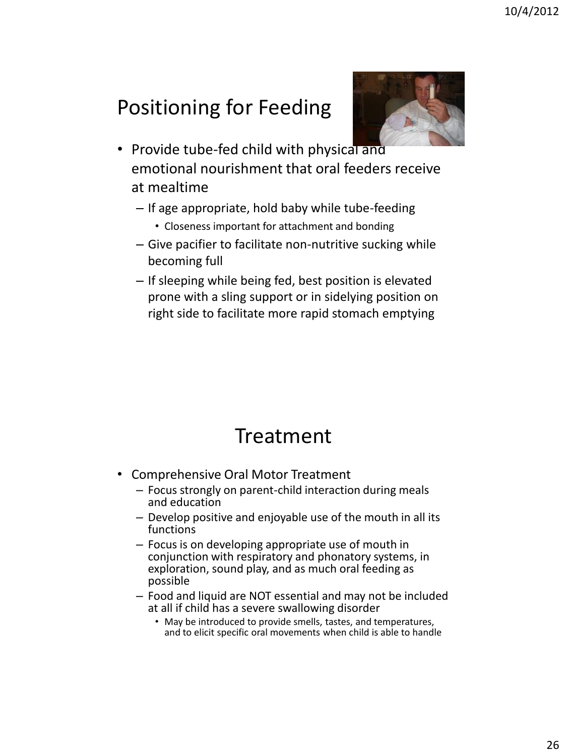## Positioning for Feeding

- Provide tube-fed child with physical and emotional nourishment that oral feeders receive at mealtime
  - If age appropriate, hold baby while tube-feeding
    - Closeness important for attachment and bonding
  - Give pacifier to facilitate non-nutritive sucking while becoming full
  - If sleeping while being fed, best position is elevated prone with a sling support or in sidelying position on right side to facilitate more rapid stomach emptying

## Treatment

- Comprehensive Oral Motor Treatment
  - Focus strongly on parent-child interaction during meals and education
  - Develop positive and enjoyable use of the mouth in all its functions
  - Focus is on developing appropriate use of mouth in conjunction with respiratory and phonatory systems, in exploration, sound play, and as much oral feeding as possible
  - Food and liquid are NOT essential and may not be included at all if child has a severe swallowing disorder
    - May be introduced to provide smells, tastes, and temperatures, and to elicit specific oral movements when child is able to handle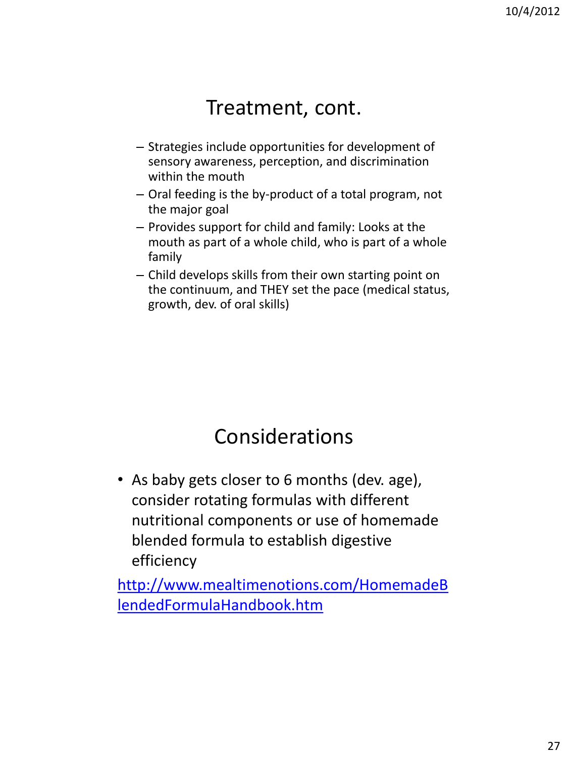## Treatment, cont.

- Strategies include opportunities for development of sensory awareness, perception, and discrimination within the mouth
- Oral feeding is the by-product of a total program, not the major goal
- Provides support for child and family: Looks at the mouth as part of a whole child, who is part of a whole family
- Child develops skills from their own starting point on the continuum, and THEY set the pace (medical status, growth, dev. of oral skills)

## Considerations

- As baby gets closer to 6 months (dev. age), consider rotating formulas with different nutritional components or use of homemade blended formula to establish digestive efficiency

http://www.mealtimenotions.com/HomemadeBlendedFormulaHandbook.htm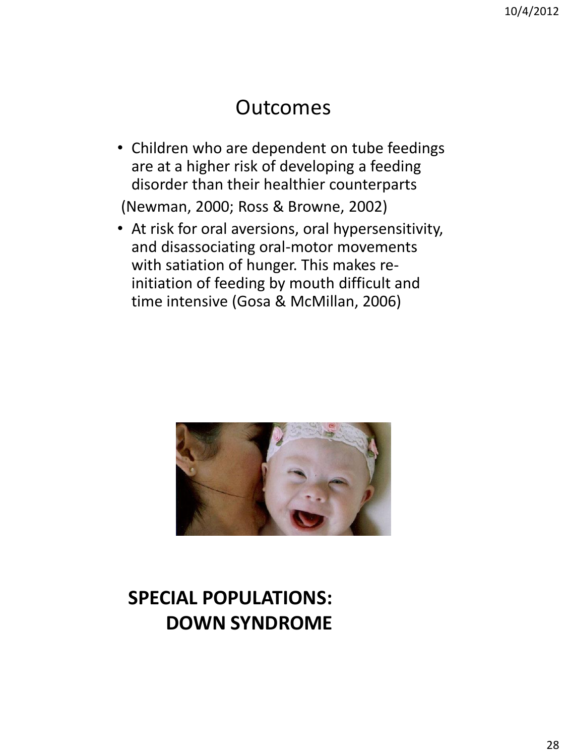# Outcomes

- Children who are dependent on tube feedings are at a higher risk of developing a feeding disorder than their healthier counterparts

(Newman, 2000; Ross & Browne, 2002)

- At risk for oral aversions, oral hypersensitivity, and disassociating oral-motor movements with satiation of hunger. This makes re-initiation of feeding by mouth difficult and time intensive (Gosa & McMillan, 2006)

# SPECIAL POPULATIONS: DOWN SYNDROME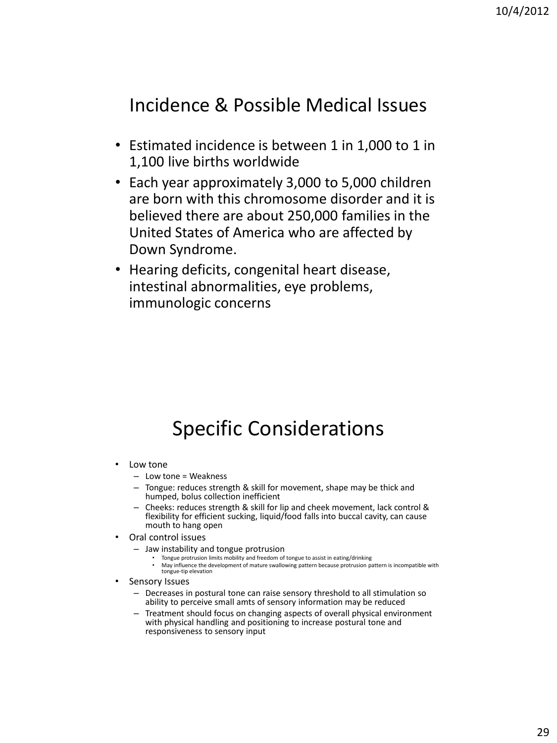## Incidence & Possible Medical Issues

- Estimated incidence is between 1 in 1,000 to 1 in 1,100 live births worldwide
- Each year approximately 3,000 to 5,000 children are born with this chromosome disorder and it is believed there are about 250,000 families in the United States of America who are affected by Down Syndrome.
- Hearing deficits, congenital heart disease, intestinal abnormalities, eye problems, immunologic concerns

## Specific Considerations

- Low tone
  - Low tone = Weakness
  - Tongue: reduces strength & skill for movement, shape may be thick and humped, bolus collection inefficient
  - Cheeks: reduces strength & skill for lip and cheek movement, lack control & flexibility for efficient sucking, liquid/food falls into buccal cavity, can cause mouth to hang open
- Oral control issues
  - Jaw instability and tongue protrusion
    - Tongue protrusion limits mobility and freedom of tongue to assist in eating/drinking
    - May influence the development of mature swallowing pattern because protrusion pattern is incompatible with tongue-tip elevation
- Sensory Issues
  - Decreases in postural tone can raise sensory threshold to all stimulation so ability to perceive small amts of sensory information may be reduced
  - Treatment should focus on changing aspects of overall physical environment with physical handling and positioning to increase postural tone and responsiveness to sensory input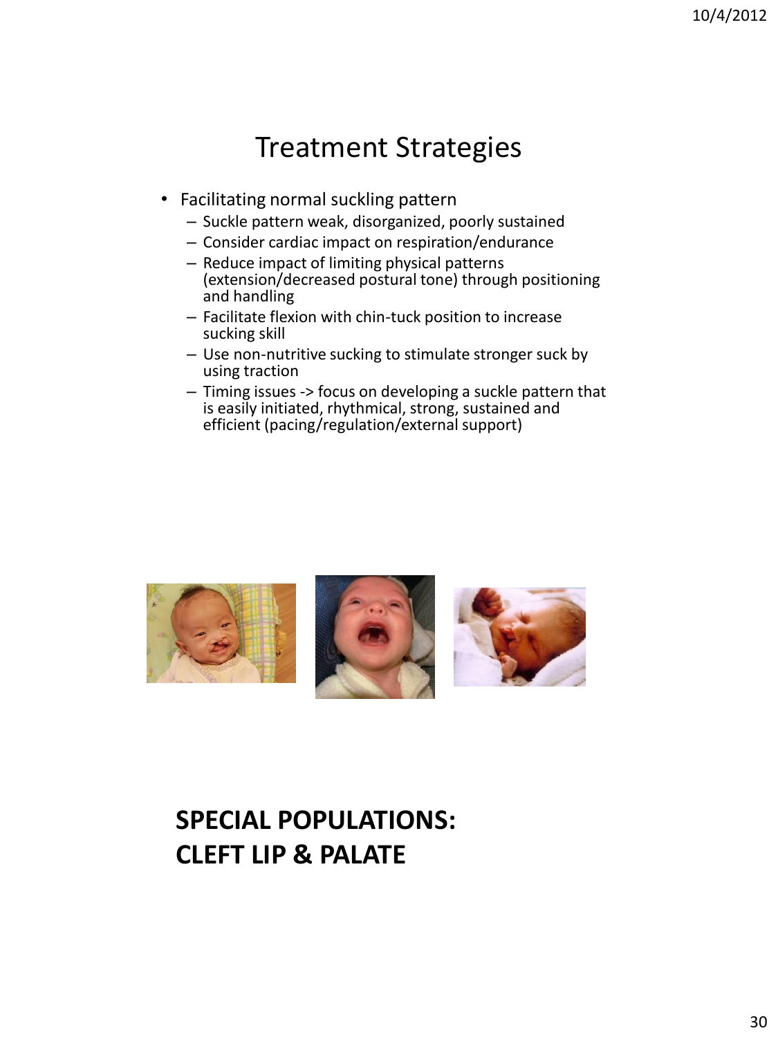# Treatment Strategies

- Facilitating normal suckling pattern
  - Suckle pattern weak, disorganized, poorly sustained
  - Consider cardiac impact on respiration/endurance
  - Reduce impact of limiting physical patterns (extension/decreased postural tone) through positioning and handling
  - Facilitate flexion with chin-tuck position to increase sucking skill
  - Use non-nutritive sucking to stimulate stronger suck by using traction
  - Timing issues -> focus on developing a suckle pattern that is easily initiated, rhythmical, strong, sustained and efficient (pacing/regulation/external support)

# SPECIAL POPULATIONS: CLEFT LIP & PALATE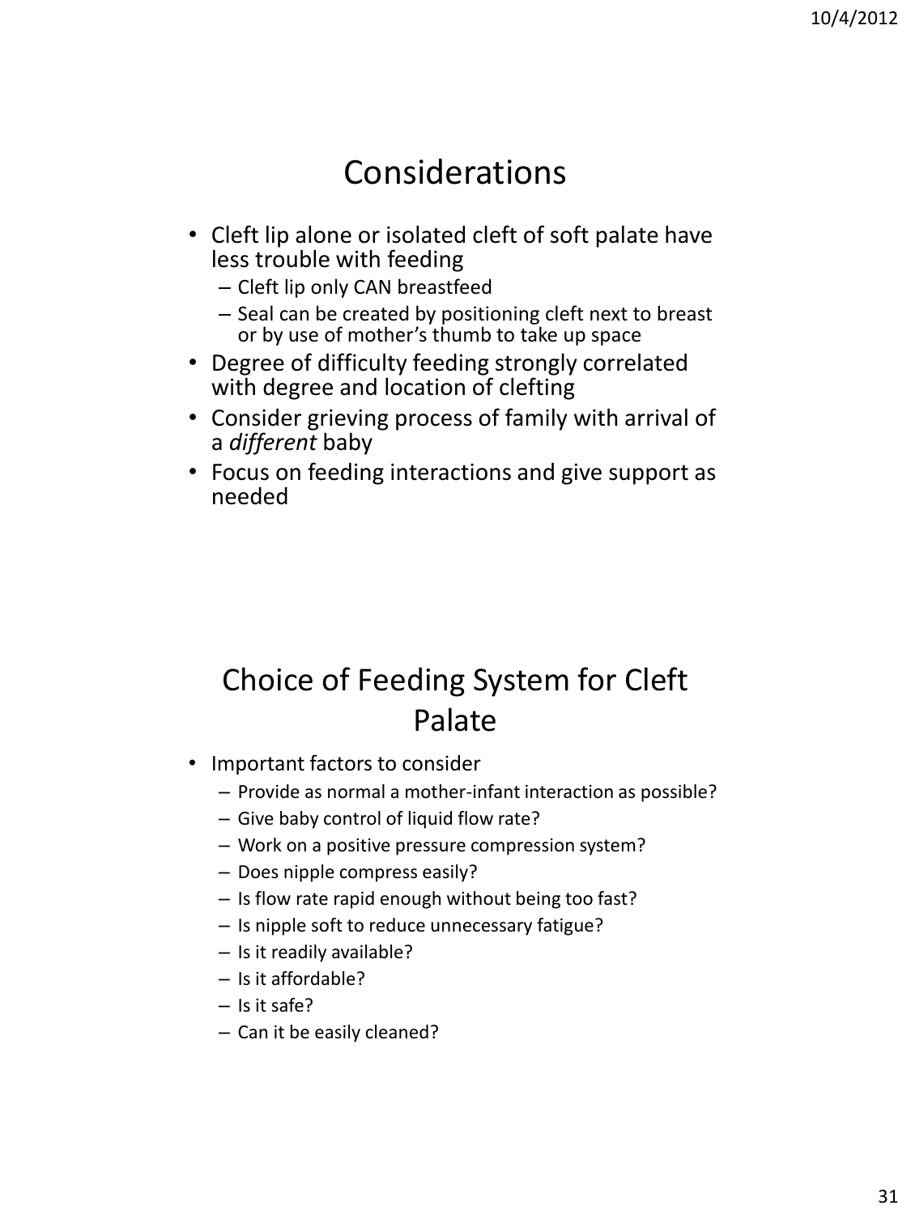## Considerations

- Cleft lip alone or isolated cleft of soft palate have less trouble with feeding
  - Cleft lip only CAN breastfeed
  - Seal can be created by positioning cleft next to breast or by use of mother's thumb to take up space
- Degree of difficulty feeding strongly correlated with degree and location of clefting
- Consider grieving process of family with arrival of a *different* baby
- Focus on feeding interactions and give support as needed

## Choice of Feeding System for Cleft Palate

- Important factors to consider
  - Provide as normal a mother-infant interaction as possible?
  - Give baby control of liquid flow rate?
  - Work on a positive pressure compression system?
  - Does nipple compress easily?
  - Is flow rate rapid enough without being too fast?
  - Is nipple soft to reduce unnecessary fatigue?
  - Is it readily available?
  - Is it affordable?
  - Is it safe?
  - Can it be easily cleaned?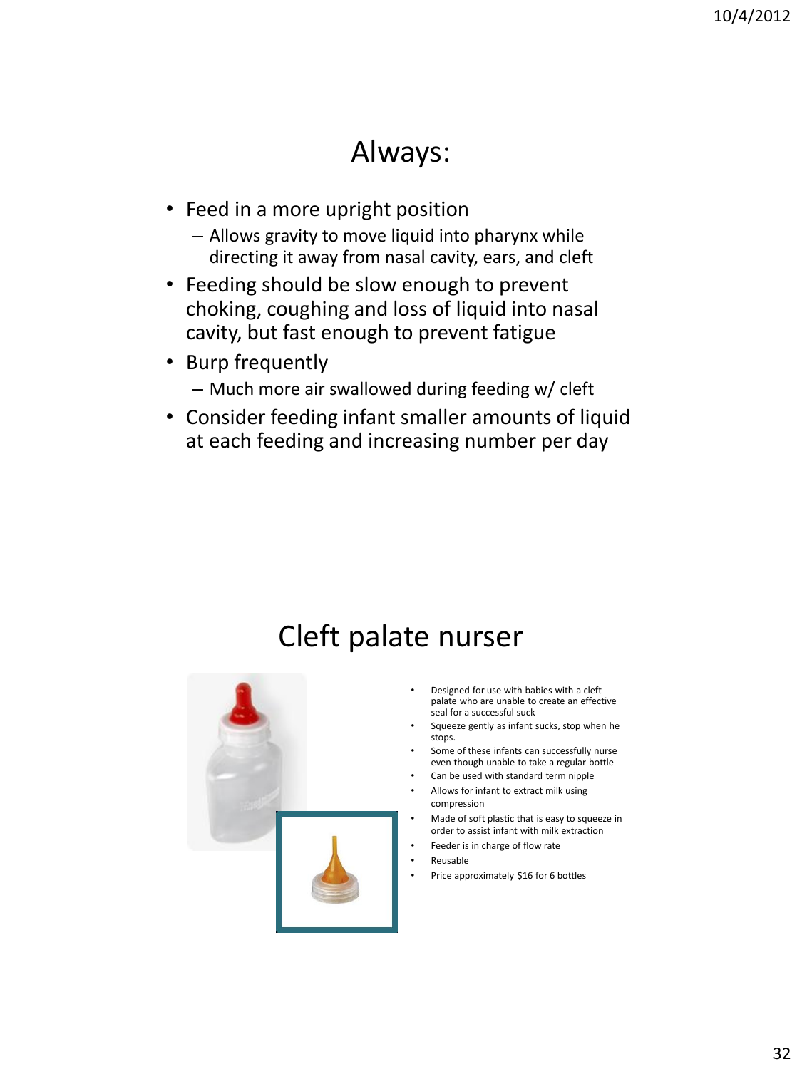# Always:

- Feed in a more upright position
  - Allows gravity to move liquid into pharynx while directing it away from nasal cavity, ears, and cleft
- Feeding should be slow enough to prevent choking, coughing and loss of liquid into nasal cavity, but fast enough to prevent fatigue
- Burp frequently
  - Much more air swallowed during feeding w/ cleft
- Consider feeding infant smaller amounts of liquid at each feeding and increasing number per day

# Cleft palate nurser

- Designed for use with babies with a cleft palate who are unable to create an effective seal for a successful suck
- Squeeze gently as infant sucks, stop when he stops.
- Some of these infants can successfully nurse even though unable to take a regular bottle
- Can be used with standard term nipple
- Allows for infant to extract milk using compression
- Made of soft plastic that is easy to squeeze in order to assist infant with milk extraction
- Feeder is in charge of flow rate
- Reusable
- Price approximately $16 for 6 bottles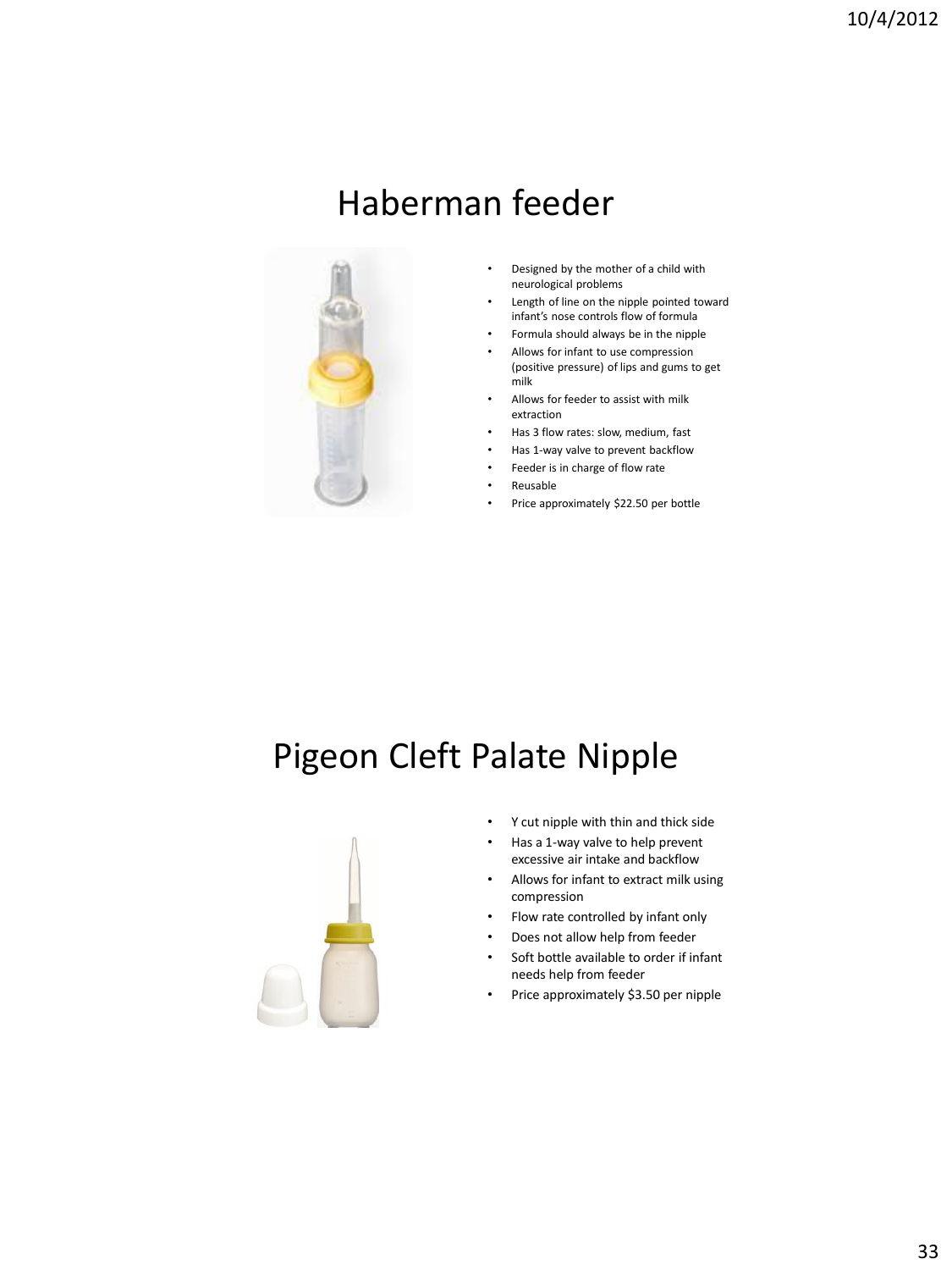# Haberman feeder

- Designed by the mother of a child with neurological problems
- Length of line on the nipple pointed toward infant's nose controls flow of formula
- Formula should always be in the nipple
- Allows for infant to use compression (positive pressure) of lips and gums to get milk
- Allows for feeder to assist with milk extraction
- Has 3 flow rates: slow, medium, fast
- Has 1-way valve to prevent backflow
- Feeder is in charge of flow rate
- Reusable
- Price approximately $22.50 per bottle

# Pigeon Cleft Palate Nipple

- Y cut nipple with thin and thick side
- Has a 1-way valve to help prevent excessive air intake and backflow
- Allows for infant to extract milk using compression
- Flow rate controlled by infant only
- Does not allow help from feeder
- Soft bottle available to order if infant needs help from feeder
- Price approximately $3.50 per nipple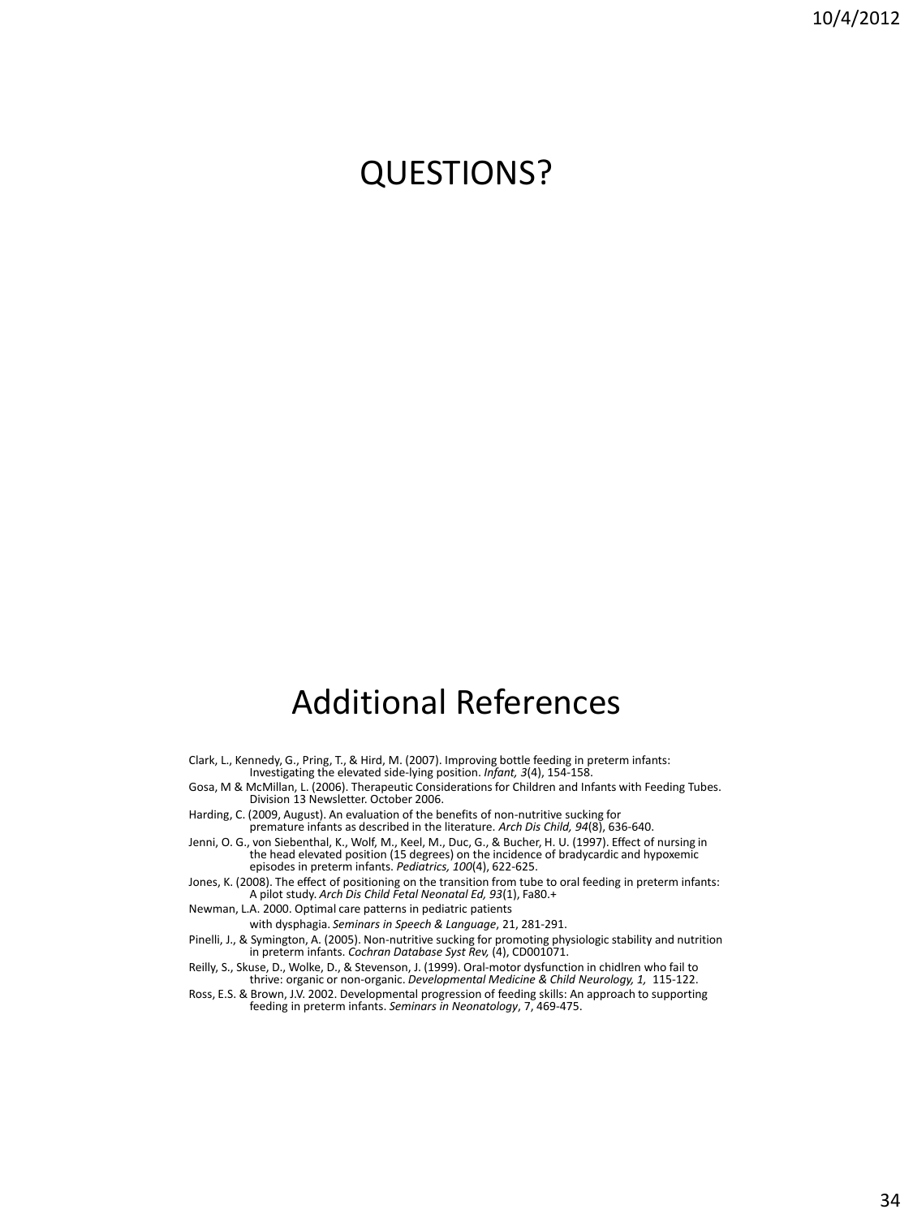# QUESTIONS?

# Additional References

Clark, L., Kennedy, G., Pring, T., & Hird, M. (2007). Improving bottle feeding in preterm infants: Investigating the elevated side-lying position. *Infant, 3*(4), 154-158.

Gosa, M & McMillan, L. (2006). Therapeutic Considerations for Children and Infants with Feeding Tubes. Division 13 Newsletter. October 2006.

Harding, C. (2009, August). An evaluation of the benefits of non-nutritive sucking for premature infants as described in the literature. *Arch Dis Child, 94*(8), 636-640.

Jenni, O. G., von Siebenthal, K., Wolf, M., Keel, M., Duc, G., & Bucher, H. U. (1997). Effect of nursing in the head elevated position (15 degrees) on the incidence of bradycardic and hypoxemic episodes in preterm infants. *Pediatrics, 100*(4), 622-625.

Jones, K. (2008). The effect of positioning on the transition from tube to oral feeding in preterm infants: A pilot study. *Arch Dis Child Fetal Neonatal Ed, 93*(1), Fa80.+

Newman, L.A. 2000. Optimal care patterns in pediatric patients with dysphagia. *Seminars in Speech & Language*, 21, 281-291.

Pinelli, J., & Symington, A. (2005). Non-nutritive sucking for promoting physiologic stability and nutrition in preterm infants. *Cochran Database Syst Rev,* (4), CD001071.

Reilly, S., Skuse, D., Wolke, D., & Stevenson, J. (1999). Oral-motor dysfunction in chidlren who fail to thrive: organic or non-organic. *Developmental Medicine & Child Neurology, 1,* 115-122.

Ross, E.S. & Brown, J.V. 2002. Developmental progression of feeding skills: An approach to supporting feeding in preterm infants. *Seminars in Neonatology*, 7, 469-475.